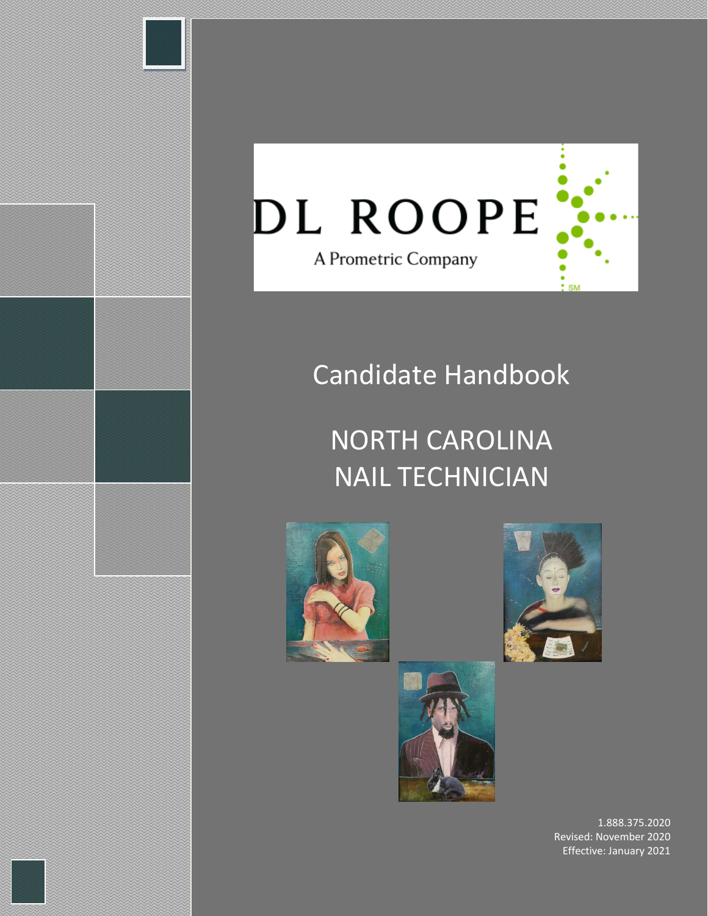DL ROOPE

A Prometric Company

# Candidate Handbook

# NORTH CAROLINA NAIL TECHNICIAN

1.888.375.2020
Revised: November 2020
Effective: January 2021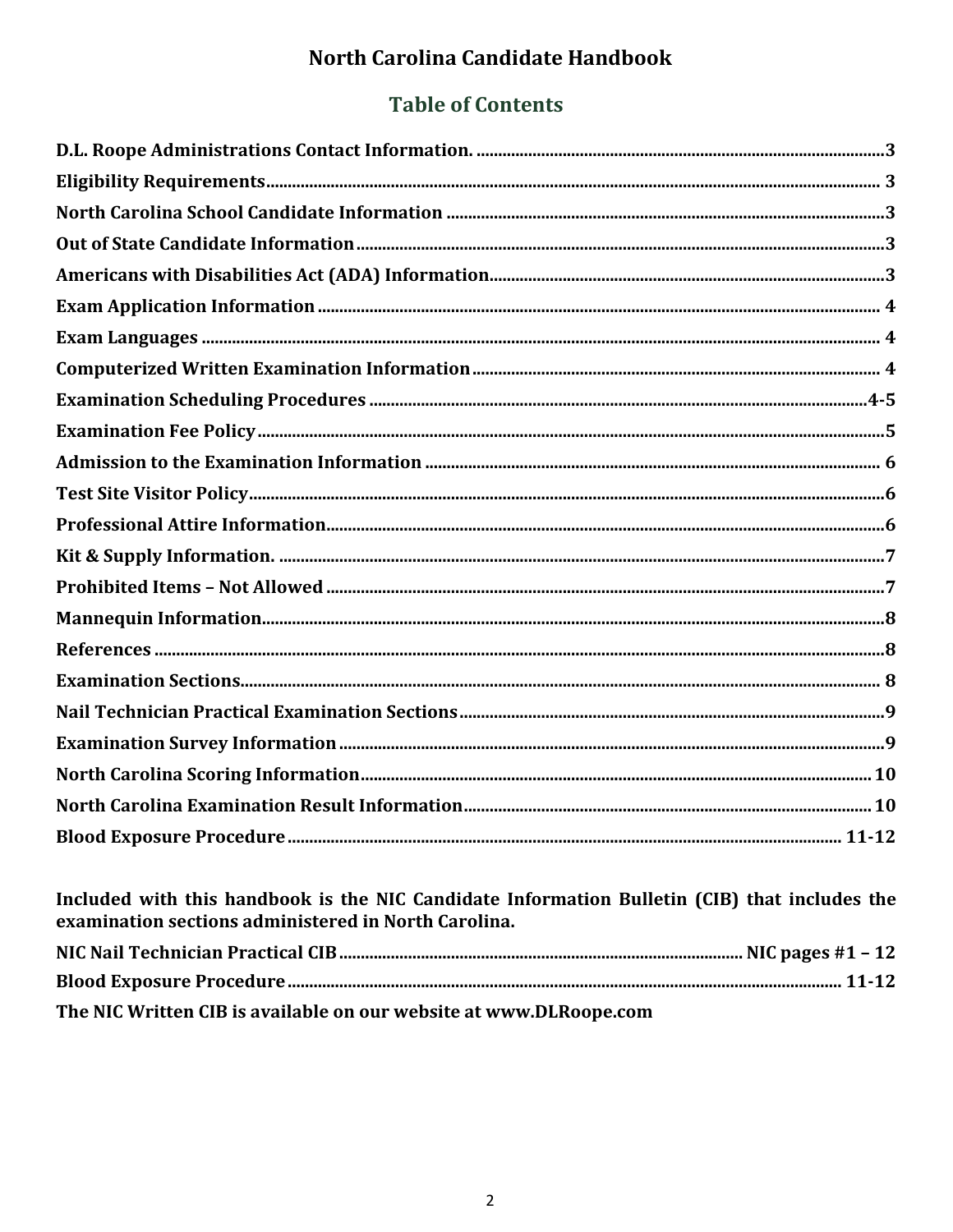# North Carolina Candidate Handbook

## Table of Contents

| Section | Page |
|---|---|
| **D.L. Roope Administrations Contact Information.** | **3** |
| **Eligibility Requirements** | **3** |
| **North Carolina School Candidate Information** | **3** |
| **Out of State Candidate Information** | **3** |
| **Americans with Disabilities Act (ADA) Information** | **3** |
| **Exam Application Information** | **4** |
| **Exam Languages** | **4** |
| **Computerized Written Examination Information** | **4** |
| **Examination Scheduling Procedures** | **4-5** |
| **Examination Fee Policy** | **5** |
| **Admission to the Examination Information** | **6** |
| **Test Site Visitor Policy** | **6** |
| **Professional Attire Information** | **6** |
| **Kit & Supply Information.** | **7** |
| **Prohibited Items – Not Allowed** | **7** |
| **Mannequin Information** | **8** |
| **References** | **8** |
| **Examination Sections** | **8** |
| **Nail Technician Practical Examination Sections** | **9** |
| **Examination Survey Information** | **9** |
| **North Carolina Scoring Information** | **10** |
| **North Carolina Examination Result Information** | **10** |
| **Blood Exposure Procedure** | **11-12** |

**Included with this handbook is the NIC Candidate Information Bulletin (CIB) that includes the examination sections administered in North Carolina.**

| Section | Page |
|---|---|
| **NIC Nail Technician Practical CIB** | **NIC pages #1 – 12** |
| **Blood Exposure Procedure** | **11-12** |

**The NIC Written CIB is available on our website at www.DLRoope.com**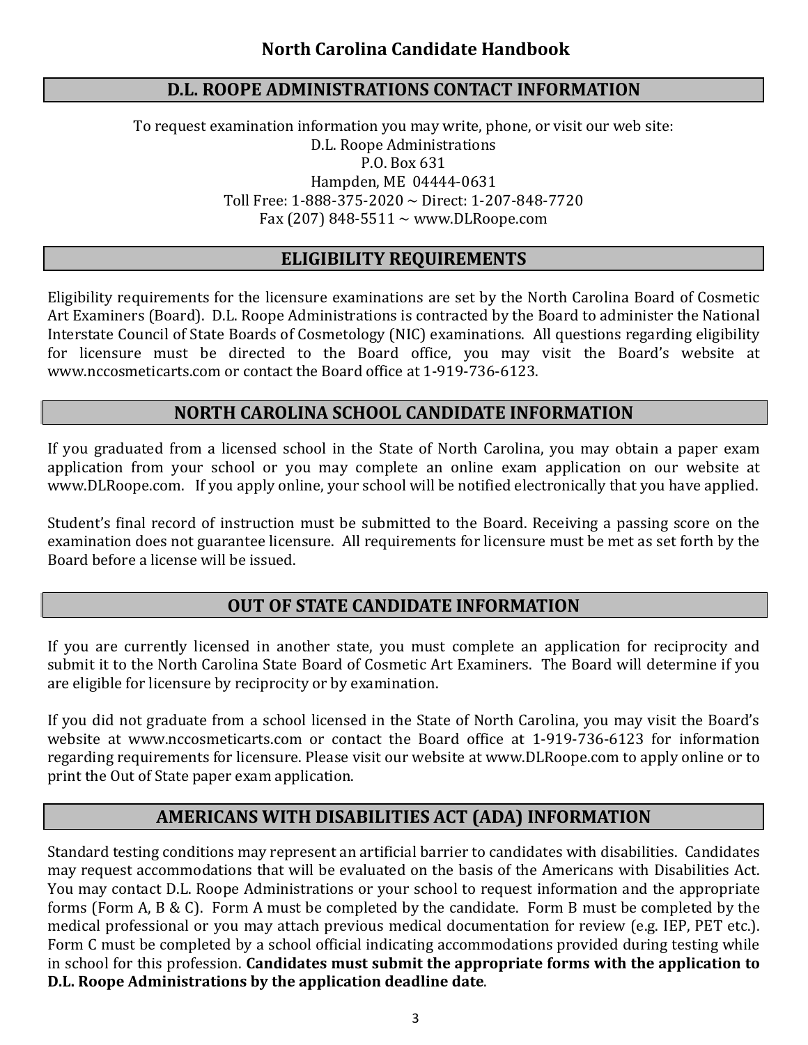## D.L. ROOPE ADMINISTRATIONS CONTACT INFORMATION

To request examination information you may write, phone, or visit our web site:
D.L. Roope Administrations
P.O. Box 631
Hampden, ME 04444-0631
Toll Free: 1-888-375-2020 ~ Direct: 1-207-848-7720
Fax (207) 848-5511 ~ www.DLRoope.com

## ELIGIBILITY REQUIREMENTS

Eligibility requirements for the licensure examinations are set by the North Carolina Board of Cosmetic Art Examiners (Board). D.L. Roope Administrations is contracted by the Board to administer the National Interstate Council of State Boards of Cosmetology (NIC) examinations. All questions regarding eligibility for licensure must be directed to the Board office, you may visit the Board's website at www.nccosmeticarts.com or contact the Board office at 1-919-736-6123.

## NORTH CAROLINA SCHOOL CANDIDATE INFORMATION

If you graduated from a licensed school in the State of North Carolina, you may obtain a paper exam application from your school or you may complete an online exam application on our website at www.DLRoope.com. If you apply online, your school will be notified electronically that you have applied.

Student's final record of instruction must be submitted to the Board. Receiving a passing score on the examination does not guarantee licensure. All requirements for licensure must be met as set forth by the Board before a license will be issued.

## OUT OF STATE CANDIDATE INFORMATION

If you are currently licensed in another state, you must complete an application for reciprocity and submit it to the North Carolina State Board of Cosmetic Art Examiners. The Board will determine if you are eligible for licensure by reciprocity or by examination.

If you did not graduate from a school licensed in the State of North Carolina, you may visit the Board's website at www.nccosmeticarts.com or contact the Board office at 1-919-736-6123 for information regarding requirements for licensure. Please visit our website at www.DLRoope.com to apply online or to print the Out of State paper exam application.

## AMERICANS WITH DISABILITIES ACT (ADA) INFORMATION

Standard testing conditions may represent an artificial barrier to candidates with disabilities. Candidates may request accommodations that will be evaluated on the basis of the Americans with Disabilities Act. You may contact D.L. Roope Administrations or your school to request information and the appropriate forms (Form A, B & C). Form A must be completed by the candidate. Form B must be completed by the medical professional or you may attach previous medical documentation for review (e.g. IEP, PET etc.). Form C must be completed by a school official indicating accommodations provided during testing while in school for this profession. **Candidates must submit the appropriate forms with the application to D.L. Roope Administrations by the application deadline date**.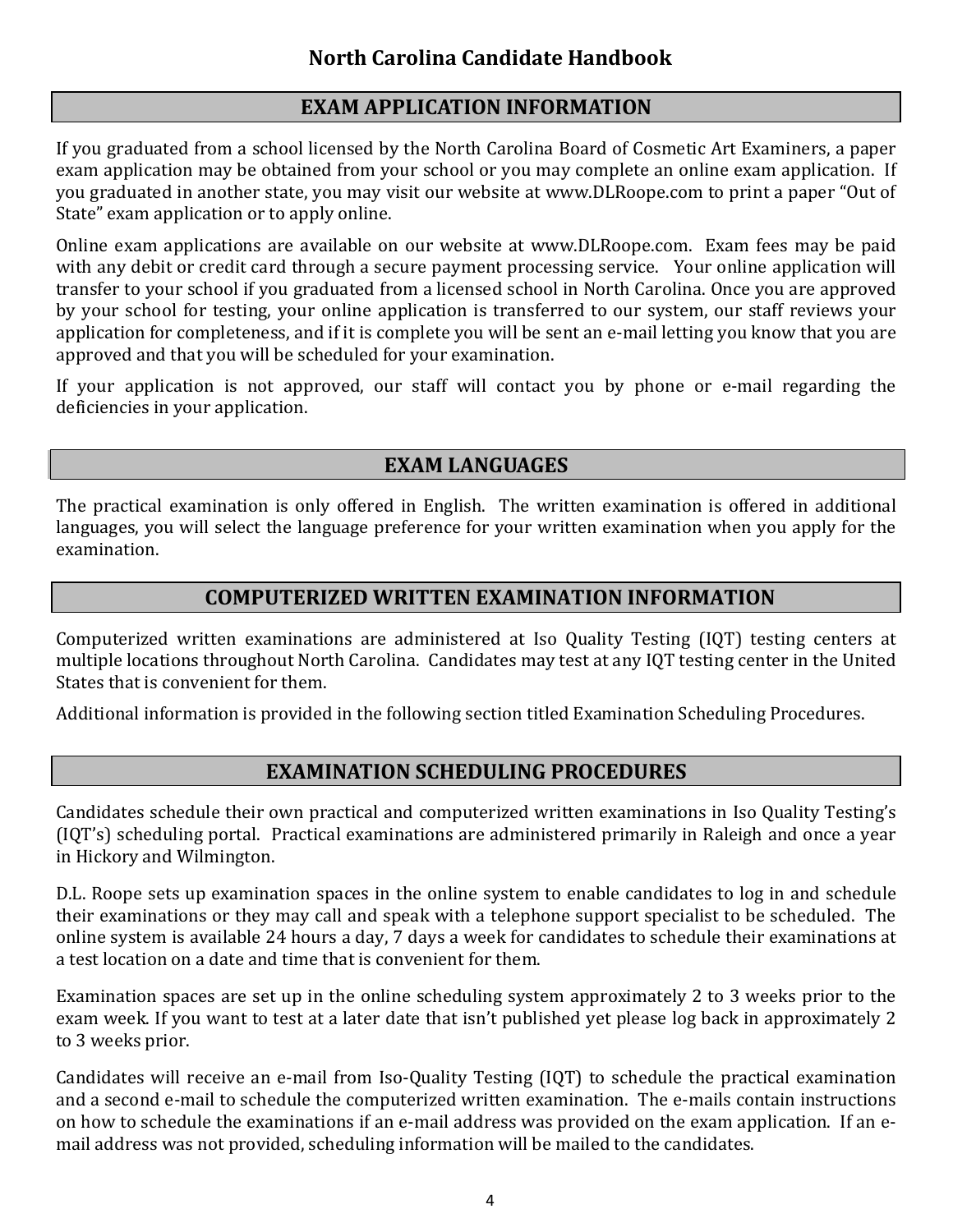## EXAM APPLICATION INFORMATION

If you graduated from a school licensed by the North Carolina Board of Cosmetic Art Examiners, a paper exam application may be obtained from your school or you may complete an online exam application. If you graduated in another state, you may visit our website at www.DLRoope.com to print a paper "Out of State" exam application or to apply online.

Online exam applications are available on our website at www.DLRoope.com. Exam fees may be paid with any debit or credit card through a secure payment processing service. Your online application will transfer to your school if you graduated from a licensed school in North Carolina. Once you are approved by your school for testing, your online application is transferred to our system, our staff reviews your application for completeness, and if it is complete you will be sent an e-mail letting you know that you are approved and that you will be scheduled for your examination.

If your application is not approved, our staff will contact you by phone or e-mail regarding the deficiencies in your application.

## EXAM LANGUAGES

The practical examination is only offered in English. The written examination is offered in additional languages, you will select the language preference for your written examination when you apply for the examination.

## COMPUTERIZED WRITTEN EXAMINATION INFORMATION

Computerized written examinations are administered at Iso Quality Testing (IQT) testing centers at multiple locations throughout North Carolina. Candidates may test at any IQT testing center in the United States that is convenient for them.

Additional information is provided in the following section titled Examination Scheduling Procedures.

## EXAMINATION SCHEDULING PROCEDURES

Candidates schedule their own practical and computerized written examinations in Iso Quality Testing's (IQT's) scheduling portal. Practical examinations are administered primarily in Raleigh and once a year in Hickory and Wilmington.

D.L. Roope sets up examination spaces in the online system to enable candidates to log in and schedule their examinations or they may call and speak with a telephone support specialist to be scheduled. The online system is available 24 hours a day, 7 days a week for candidates to schedule their examinations at a test location on a date and time that is convenient for them.

Examination spaces are set up in the online scheduling system approximately 2 to 3 weeks prior to the exam week. If you want to test at a later date that isn't published yet please log back in approximately 2 to 3 weeks prior.

Candidates will receive an e-mail from Iso-Quality Testing (IQT) to schedule the practical examination and a second e-mail to schedule the computerized written examination. The e-mails contain instructions on how to schedule the examinations if an e-mail address was provided on the exam application. If an e-mail address was not provided, scheduling information will be mailed to the candidates.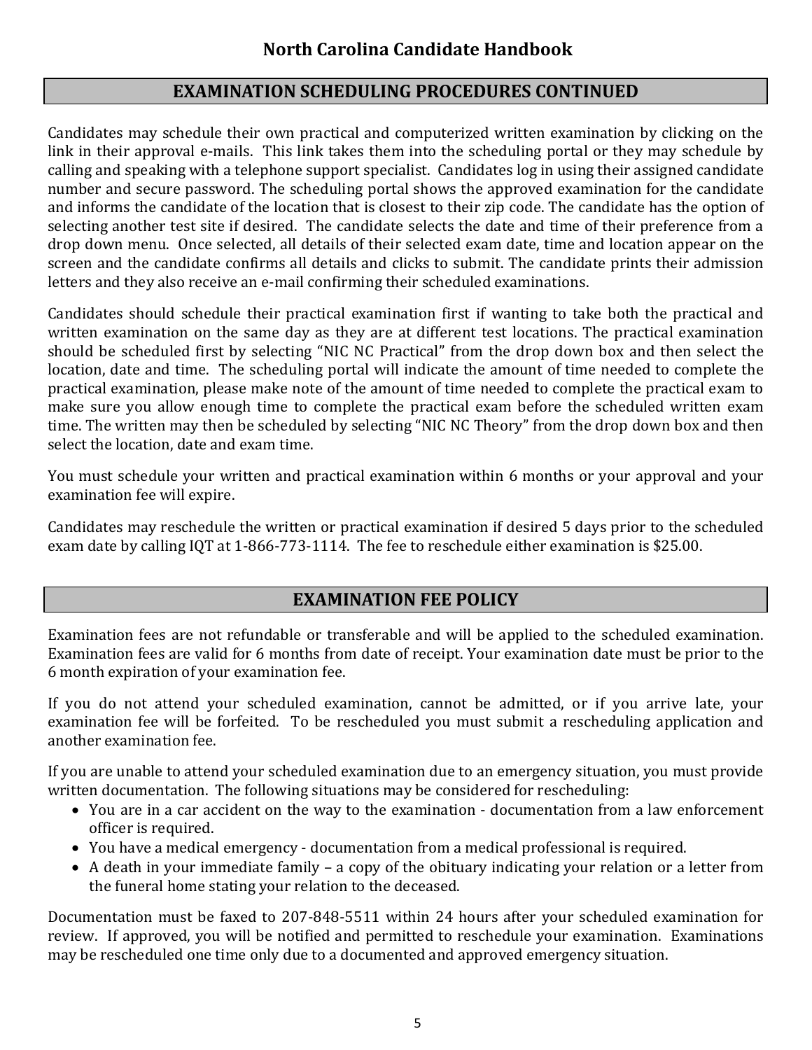## EXAMINATION SCHEDULING PROCEDURES CONTINUED

Candidates may schedule their own practical and computerized written examination by clicking on the link in their approval e-mails. This link takes them into the scheduling portal or they may schedule by calling and speaking with a telephone support specialist. Candidates log in using their assigned candidate number and secure password. The scheduling portal shows the approved examination for the candidate and informs the candidate of the location that is closest to their zip code. The candidate has the option of selecting another test site if desired. The candidate selects the date and time of their preference from a drop down menu. Once selected, all details of their selected exam date, time and location appear on the screen and the candidate confirms all details and clicks to submit. The candidate prints their admission letters and they also receive an e-mail confirming their scheduled examinations.

Candidates should schedule their practical examination first if wanting to take both the practical and written examination on the same day as they are at different test locations. The practical examination should be scheduled first by selecting "NIC NC Practical" from the drop down box and then select the location, date and time. The scheduling portal will indicate the amount of time needed to complete the practical examination, please make note of the amount of time needed to complete the practical exam to make sure you allow enough time to complete the practical exam before the scheduled written exam time. The written may then be scheduled by selecting "NIC NC Theory" from the drop down box and then select the location, date and exam time.

You must schedule your written and practical examination within 6 months or your approval and your examination fee will expire.

Candidates may reschedule the written or practical examination if desired 5 days prior to the scheduled exam date by calling IQT at 1-866-773-1114. The fee to reschedule either examination is $25.00.

## EXAMINATION FEE POLICY

Examination fees are not refundable or transferable and will be applied to the scheduled examination. Examination fees are valid for 6 months from date of receipt. Your examination date must be prior to the 6 month expiration of your examination fee.

If you do not attend your scheduled examination, cannot be admitted, or if you arrive late, your examination fee will be forfeited. To be rescheduled you must submit a rescheduling application and another examination fee.

If you are unable to attend your scheduled examination due to an emergency situation, you must provide written documentation. The following situations may be considered for rescheduling:

- You are in a car accident on the way to the examination - documentation from a law enforcement officer is required.
- You have a medical emergency - documentation from a medical professional is required.
- A death in your immediate family – a copy of the obituary indicating your relation or a letter from the funeral home stating your relation to the deceased.

Documentation must be faxed to 207-848-5511 within 24 hours after your scheduled examination for review. If approved, you will be notified and permitted to reschedule your examination. Examinations may be rescheduled one time only due to a documented and approved emergency situation.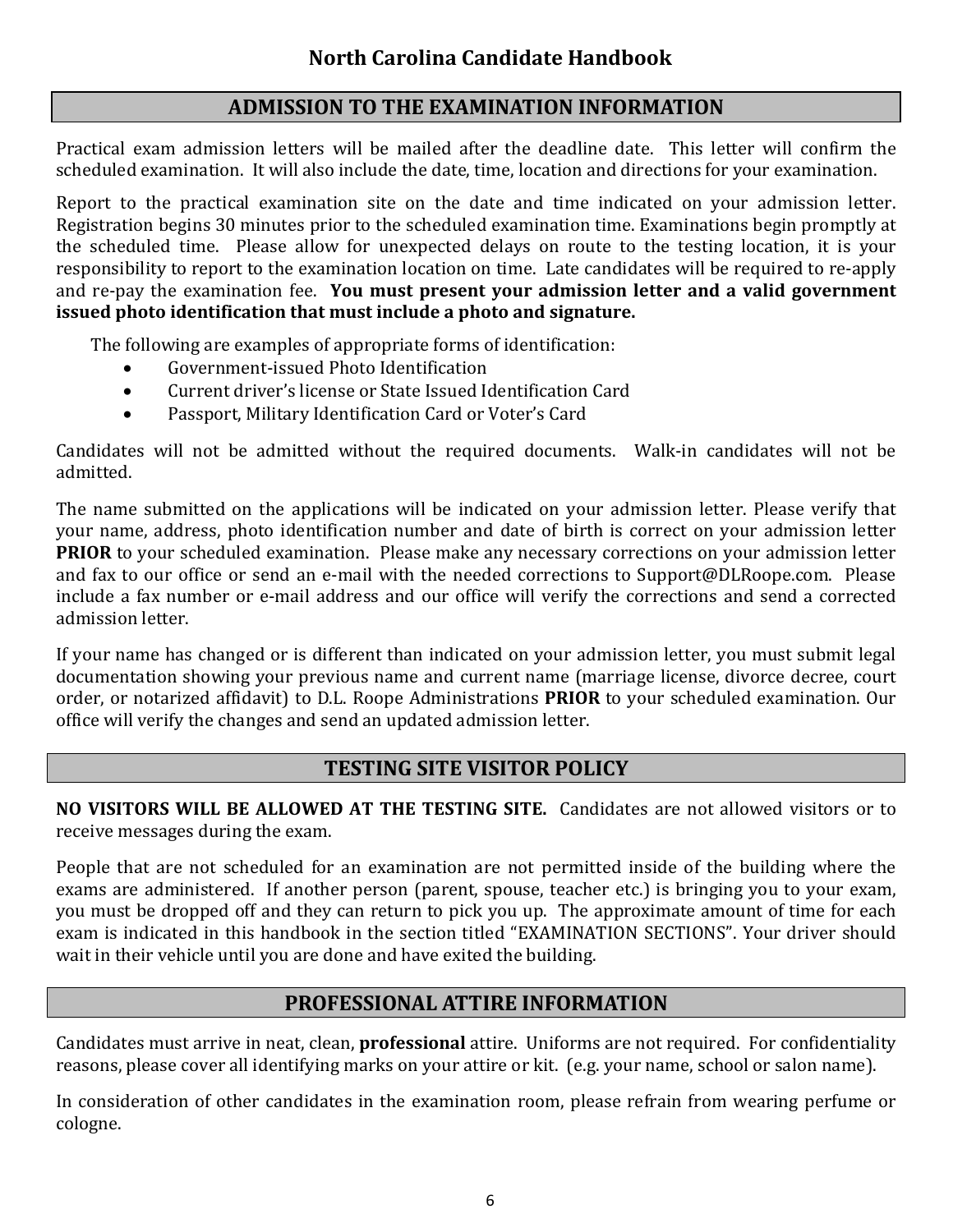## ADMISSION TO THE EXAMINATION INFORMATION

Practical exam admission letters will be mailed after the deadline date. This letter will confirm the scheduled examination. It will also include the date, time, location and directions for your examination.

Report to the practical examination site on the date and time indicated on your admission letter. Registration begins 30 minutes prior to the scheduled examination time. Examinations begin promptly at the scheduled time. Please allow for unexpected delays on route to the testing location, it is your responsibility to report to the examination location on time. Late candidates will be required to re-apply and re-pay the examination fee. **You must present your admission letter and a valid government issued photo identification that must include a photo and signature.**

The following are examples of appropriate forms of identification:

- Government-issued Photo Identification
- Current driver's license or State Issued Identification Card
- Passport, Military Identification Card or Voter's Card

Candidates will not be admitted without the required documents. Walk-in candidates will not be admitted.

The name submitted on the applications will be indicated on your admission letter. Please verify that your name, address, photo identification number and date of birth is correct on your admission letter **PRIOR** to your scheduled examination. Please make any necessary corrections on your admission letter and fax to our office or send an e-mail with the needed corrections to Support@DLRoope.com. Please include a fax number or e-mail address and our office will verify the corrections and send a corrected admission letter.

If your name has changed or is different than indicated on your admission letter, you must submit legal documentation showing your previous name and current name (marriage license, divorce decree, court order, or notarized affidavit) to D.L. Roope Administrations **PRIOR** to your scheduled examination. Our office will verify the changes and send an updated admission letter.

## TESTING SITE VISITOR POLICY

**NO VISITORS WILL BE ALLOWED AT THE TESTING SITE.** Candidates are not allowed visitors or to receive messages during the exam.

People that are not scheduled for an examination are not permitted inside of the building where the exams are administered. If another person (parent, spouse, teacher etc.) is bringing you to your exam, you must be dropped off and they can return to pick you up. The approximate amount of time for each exam is indicated in this handbook in the section titled "EXAMINATION SECTIONS". Your driver should wait in their vehicle until you are done and have exited the building.

## PROFESSIONAL ATTIRE INFORMATION

Candidates must arrive in neat, clean, **professional** attire. Uniforms are not required. For confidentiality reasons, please cover all identifying marks on your attire or kit. (e.g. your name, school or salon name).

In consideration of other candidates in the examination room, please refrain from wearing perfume or cologne.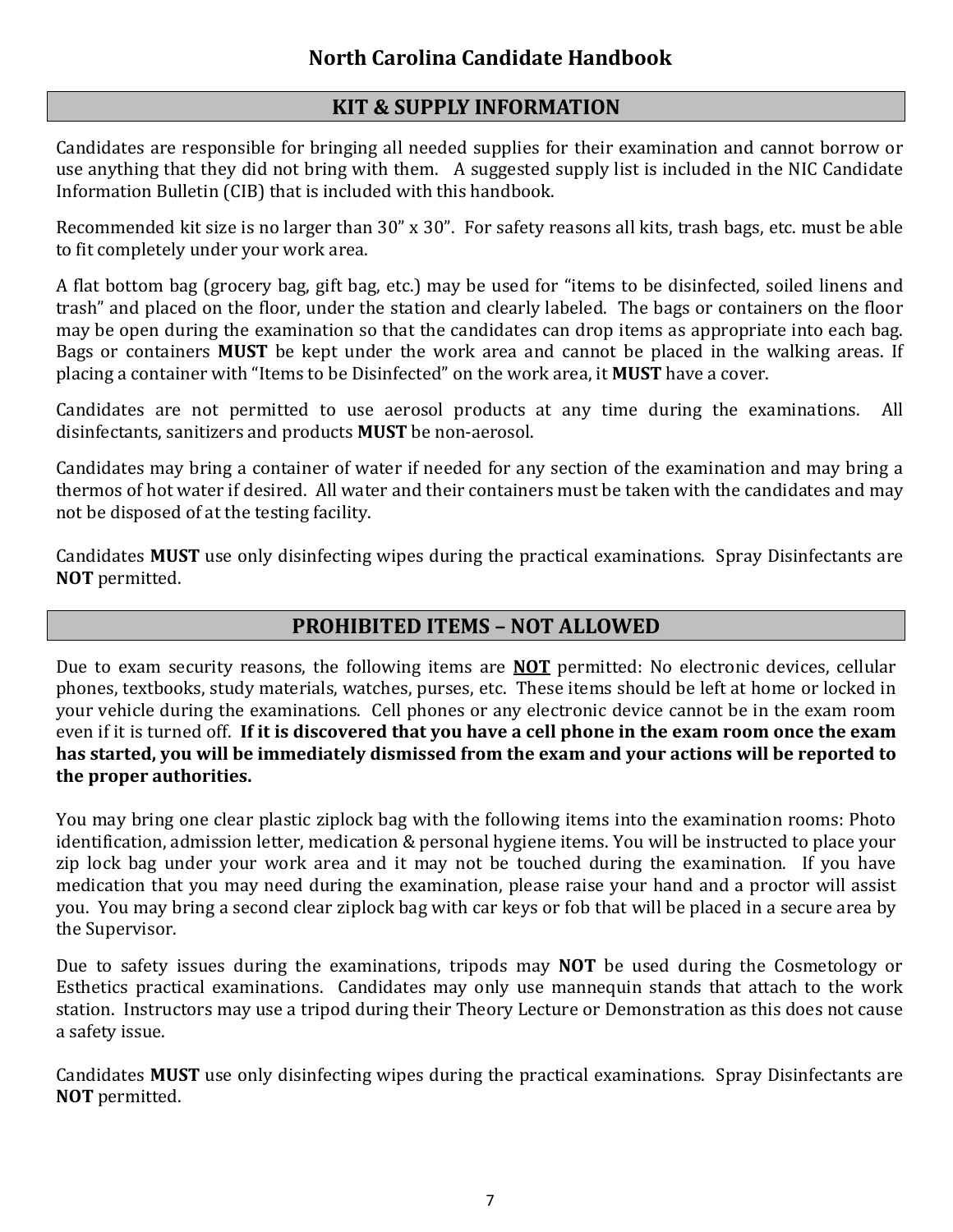## KIT & SUPPLY INFORMATION

Candidates are responsible for bringing all needed supplies for their examination and cannot borrow or use anything that they did not bring with them. A suggested supply list is included in the NIC Candidate Information Bulletin (CIB) that is included with this handbook.

Recommended kit size is no larger than 30" x 30". For safety reasons all kits, trash bags, etc. must be able to fit completely under your work area.

A flat bottom bag (grocery bag, gift bag, etc.) may be used for "items to be disinfected, soiled linens and trash" and placed on the floor, under the station and clearly labeled. The bags or containers on the floor may be open during the examination so that the candidates can drop items as appropriate into each bag. Bags or containers **MUST** be kept under the work area and cannot be placed in the walking areas. If placing a container with "Items to be Disinfected" on the work area, it **MUST** have a cover.

Candidates are not permitted to use aerosol products at any time during the examinations. All disinfectants, sanitizers and products **MUST** be non-aerosol.

Candidates may bring a container of water if needed for any section of the examination and may bring a thermos of hot water if desired. All water and their containers must be taken with the candidates and may not be disposed of at the testing facility.

Candidates **MUST** use only disinfecting wipes during the practical examinations. Spray Disinfectants are **NOT** permitted.

## PROHIBITED ITEMS – NOT ALLOWED

Due to exam security reasons, the following items are **<u>NOT</u>** permitted: No electronic devices, cellular phones, textbooks, study materials, watches, purses, etc. These items should be left at home or locked in your vehicle during the examinations. Cell phones or any electronic device cannot be in the exam room even if it is turned off. **If it is discovered that you have a cell phone in the exam room once the exam has started, you will be immediately dismissed from the exam and your actions will be reported to the proper authorities.**

You may bring one clear plastic ziplock bag with the following items into the examination rooms: Photo identification, admission letter, medication & personal hygiene items. You will be instructed to place your zip lock bag under your work area and it may not be touched during the examination. If you have medication that you may need during the examination, please raise your hand and a proctor will assist you. You may bring a second clear ziplock bag with car keys or fob that will be placed in a secure area by the Supervisor.

Due to safety issues during the examinations, tripods may **NOT** be used during the Cosmetology or Esthetics practical examinations. Candidates may only use mannequin stands that attach to the work station. Instructors may use a tripod during their Theory Lecture or Demonstration as this does not cause a safety issue.

Candidates **MUST** use only disinfecting wipes during the practical examinations. Spray Disinfectants are **NOT** permitted.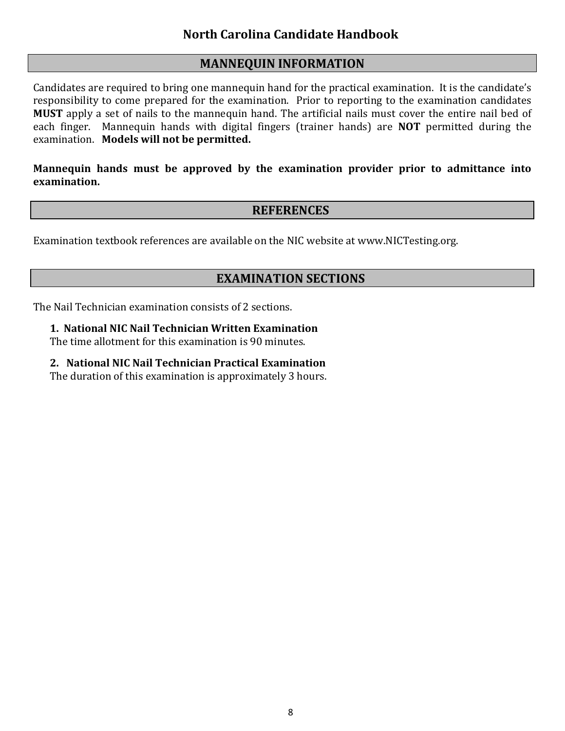## MANNEQUIN INFORMATION

Candidates are required to bring one mannequin hand for the practical examination. It is the candidate's responsibility to come prepared for the examination. Prior to reporting to the examination candidates **MUST** apply a set of nails to the mannequin hand. The artificial nails must cover the entire nail bed of each finger. Mannequin hands with digital fingers (trainer hands) are **NOT** permitted during the examination. **Models will not be permitted.**

**Mannequin hands must be approved by the examination provider prior to admittance into examination.**

## REFERENCES

Examination textbook references are available on the NIC website at www.NICTesting.org.

## EXAMINATION SECTIONS

The Nail Technician examination consists of 2 sections.

1. **National NIC Nail Technician Written Examination**
   The time allotment for this examination is 90 minutes.

2. **National NIC Nail Technician Practical Examination**
   The duration of this examination is approximately 3 hours.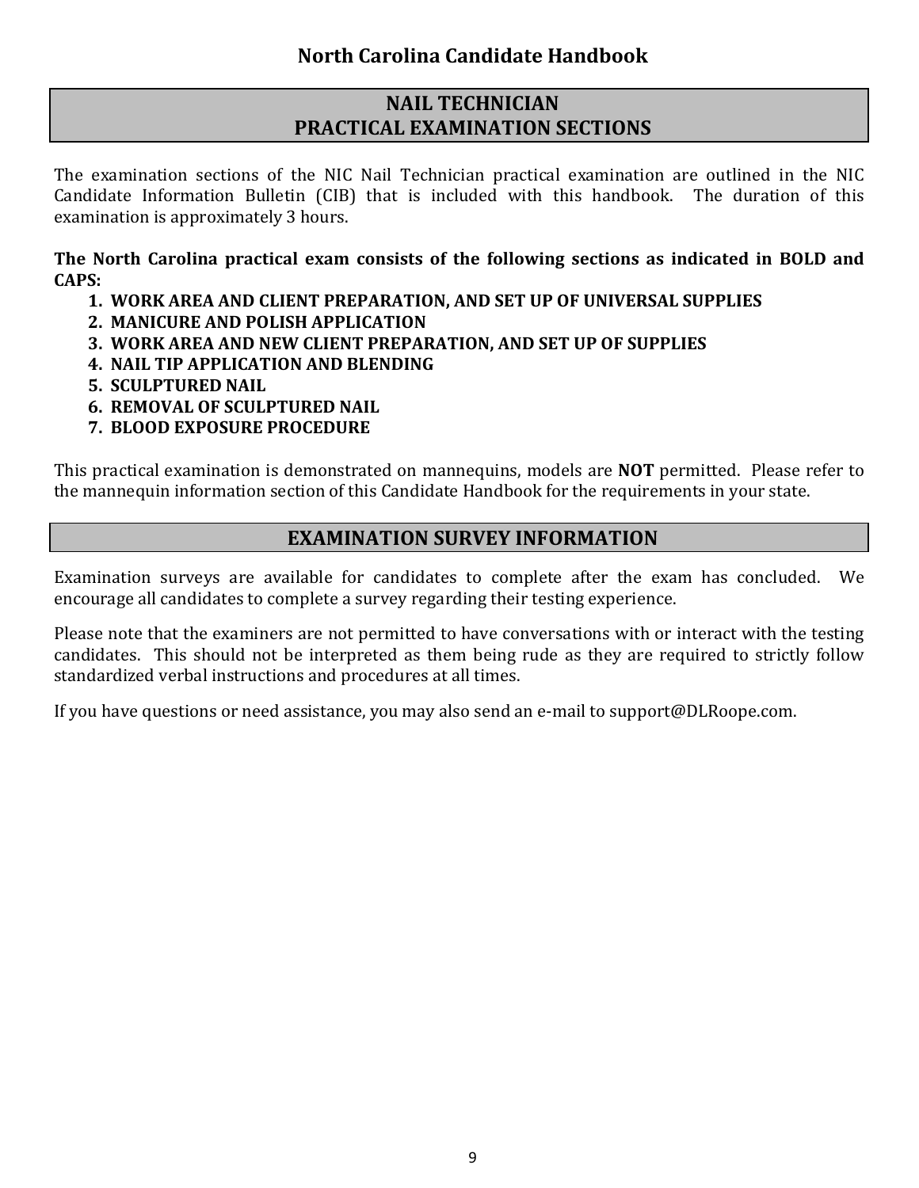## NAIL TECHNICIAN
## PRACTICAL EXAMINATION SECTIONS

The examination sections of the NIC Nail Technician practical examination are outlined in the NIC Candidate Information Bulletin (CIB) that is included with this handbook. The duration of this examination is approximately 3 hours.

**The North Carolina practical exam consists of the following sections as indicated in BOLD and CAPS:**

1. **WORK AREA AND CLIENT PREPARATION, AND SET UP OF UNIVERSAL SUPPLIES**
2. **MANICURE AND POLISH APPLICATION**
3. **WORK AREA AND NEW CLIENT PREPARATION, AND SET UP OF SUPPLIES**
4. **NAIL TIP APPLICATION AND BLENDING**
5. **SCULPTURED NAIL**
6. **REMOVAL OF SCULPTURED NAIL**
7. **BLOOD EXPOSURE PROCEDURE**

This practical examination is demonstrated on mannequins, models are **NOT** permitted. Please refer to the mannequin information section of this Candidate Handbook for the requirements in your state.

## EXAMINATION SURVEY INFORMATION

Examination surveys are available for candidates to complete after the exam has concluded. We encourage all candidates to complete a survey regarding their testing experience.

Please note that the examiners are not permitted to have conversations with or interact with the testing candidates. This should not be interpreted as them being rude as they are required to strictly follow standardized verbal instructions and procedures at all times.

If you have questions or need assistance, you may also send an e-mail to support@DLRoope.com.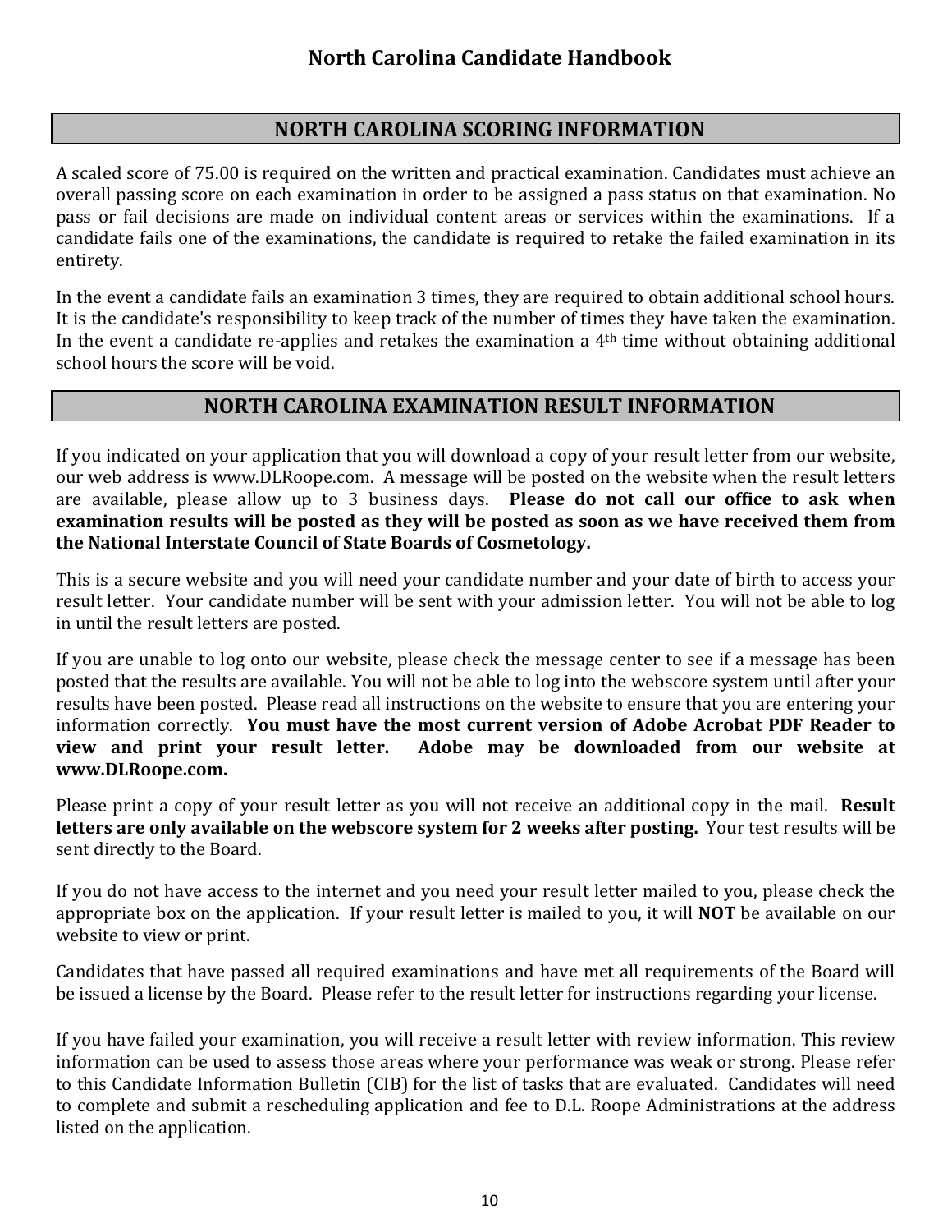## NORTH CAROLINA SCORING INFORMATION

A scaled score of 75.00 is required on the written and practical examination. Candidates must achieve an overall passing score on each examination in order to be assigned a pass status on that examination. No pass or fail decisions are made on individual content areas or services within the examinations. If a candidate fails one of the examinations, the candidate is required to retake the failed examination in its entirety.

In the event a candidate fails an examination 3 times, they are required to obtain additional school hours. It is the candidate's responsibility to keep track of the number of times they have taken the examination. In the event a candidate re-applies and retakes the examination a 4th time without obtaining additional school hours the score will be void.

## NORTH CAROLINA EXAMINATION RESULT INFORMATION

If you indicated on your application that you will download a copy of your result letter from our website, our web address is www.DLRoope.com. A message will be posted on the website when the result letters are available, please allow up to 3 business days. **Please do not call our office to ask when examination results will be posted as they will be posted as soon as we have received them from the National Interstate Council of State Boards of Cosmetology.**

This is a secure website and you will need your candidate number and your date of birth to access your result letter. Your candidate number will be sent with your admission letter. You will not be able to log in until the result letters are posted.

If you are unable to log onto our website, please check the message center to see if a message has been posted that the results are available. You will not be able to log into the webscore system until after your results have been posted. Please read all instructions on the website to ensure that you are entering your information correctly. **You must have the most current version of Adobe Acrobat PDF Reader to view and print your result letter. Adobe may be downloaded from our website at www.DLRoope.com.**

Please print a copy of your result letter as you will not receive an additional copy in the mail. **Result letters are only available on the webscore system for 2 weeks after posting.** Your test results will be sent directly to the Board.

If you do not have access to the internet and you need your result letter mailed to you, please check the appropriate box on the application. If your result letter is mailed to you, it will **NOT** be available on our website to view or print.

Candidates that have passed all required examinations and have met all requirements of the Board will be issued a license by the Board. Please refer to the result letter for instructions regarding your license.

If you have failed your examination, you will receive a result letter with review information. This review information can be used to assess those areas where your performance was weak or strong. Please refer to this Candidate Information Bulletin (CIB) for the list of tasks that are evaluated. Candidates will need to complete and submit a rescheduling application and fee to D.L. Roope Administrations at the address listed on the application.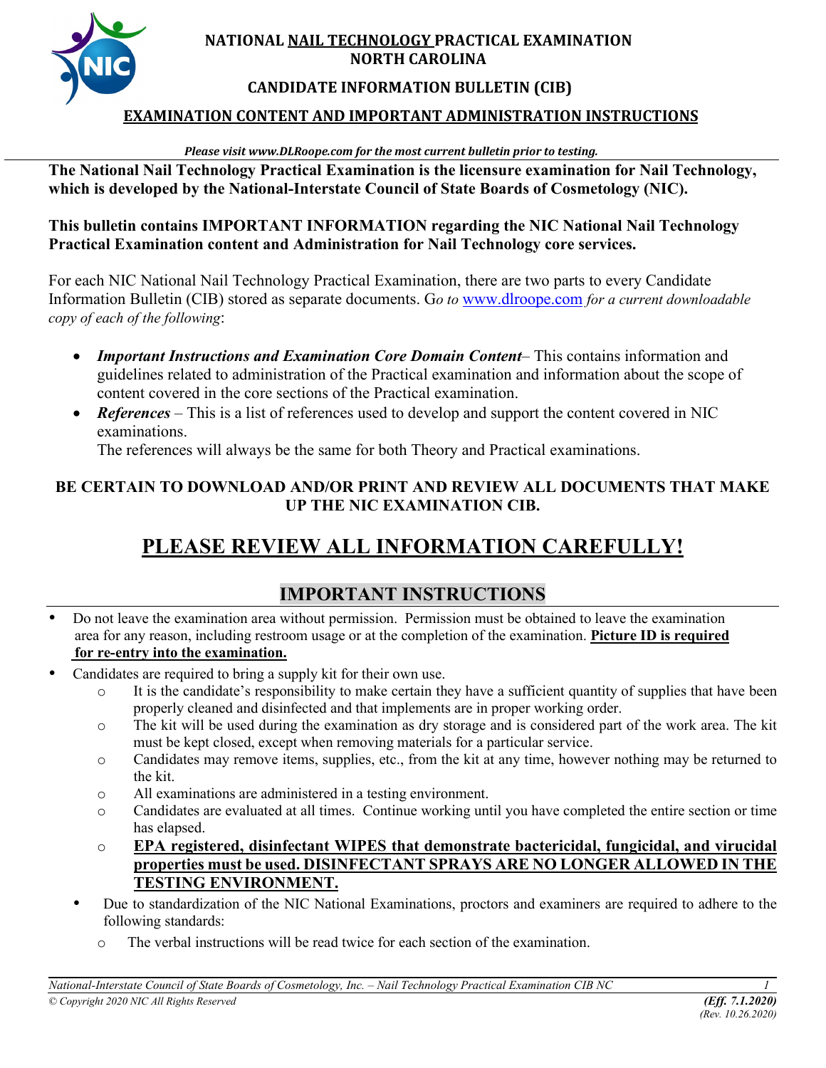**NATIONAL NAIL TECHNOLOGY PRACTICAL EXAMINATION**
**NORTH CAROLINA**

**CANDIDATE INFORMATION BULLETIN (CIB)**

**EXAMINATION CONTENT AND IMPORTANT ADMINISTRATION INSTRUCTIONS**

***Please visit www.DLRoope.com for the most current bulletin prior to testing.***

**The National Nail Technology Practical Examination is the licensure examination for Nail Technology, which is developed by the National-Interstate Council of State Boards of Cosmetology (NIC).**

**This bulletin contains IMPORTANT INFORMATION regarding the NIC National Nail Technology Practical Examination content and Administration for Nail Technology core services.**

For each NIC National Nail Technology Practical Examination, there are two parts to every Candidate Information Bulletin (CIB) stored as separate documents. G*o to* www.dlroope.com *for a current downloadable copy of each of the following*:

- ***Important Instructions and Examination Core Domain Content***– This contains information and guidelines related to administration of the Practical examination and information about the scope of content covered in the core sections of the Practical examination.
- ***References*** – This is a list of references used to develop and support the content covered in NIC examinations.
  The references will always be the same for both Theory and Practical examinations.

**BE CERTAIN TO DOWNLOAD AND/OR PRINT AND REVIEW ALL DOCUMENTS THAT MAKE UP THE NIC EXAMINATION CIB.**

# PLEASE REVIEW ALL INFORMATION CAREFULLY!

## IMPORTANT INSTRUCTIONS

- Do not leave the examination area without permission. Permission must be obtained to leave the examination area for any reason, including restroom usage or at the completion of the examination. **Picture ID is required for re-entry into the examination.**
- Candidates are required to bring a supply kit for their own use.
  - It is the candidate's responsibility to make certain they have a sufficient quantity of supplies that have been properly cleaned and disinfected and that implements are in proper working order.
  - The kit will be used during the examination as dry storage and is considered part of the work area. The kit must be kept closed, except when removing materials for a particular service.
  - Candidates may remove items, supplies, etc., from the kit at any time, however nothing may be returned to the kit.
  - All examinations are administered in a testing environment.
  - Candidates are evaluated at all times. Continue working until you have completed the entire section or time has elapsed.
  - **EPA registered, disinfectant WIPES that demonstrate bactericidal, fungicidal, and virucidal properties must be used. DISINFECTANT SPRAYS ARE NO LONGER ALLOWED IN THE TESTING ENVIRONMENT.**
- Due to standardization of the NIC National Examinations, proctors and examiners are required to adhere to the following standards:
  - The verbal instructions will be read twice for each section of the examination.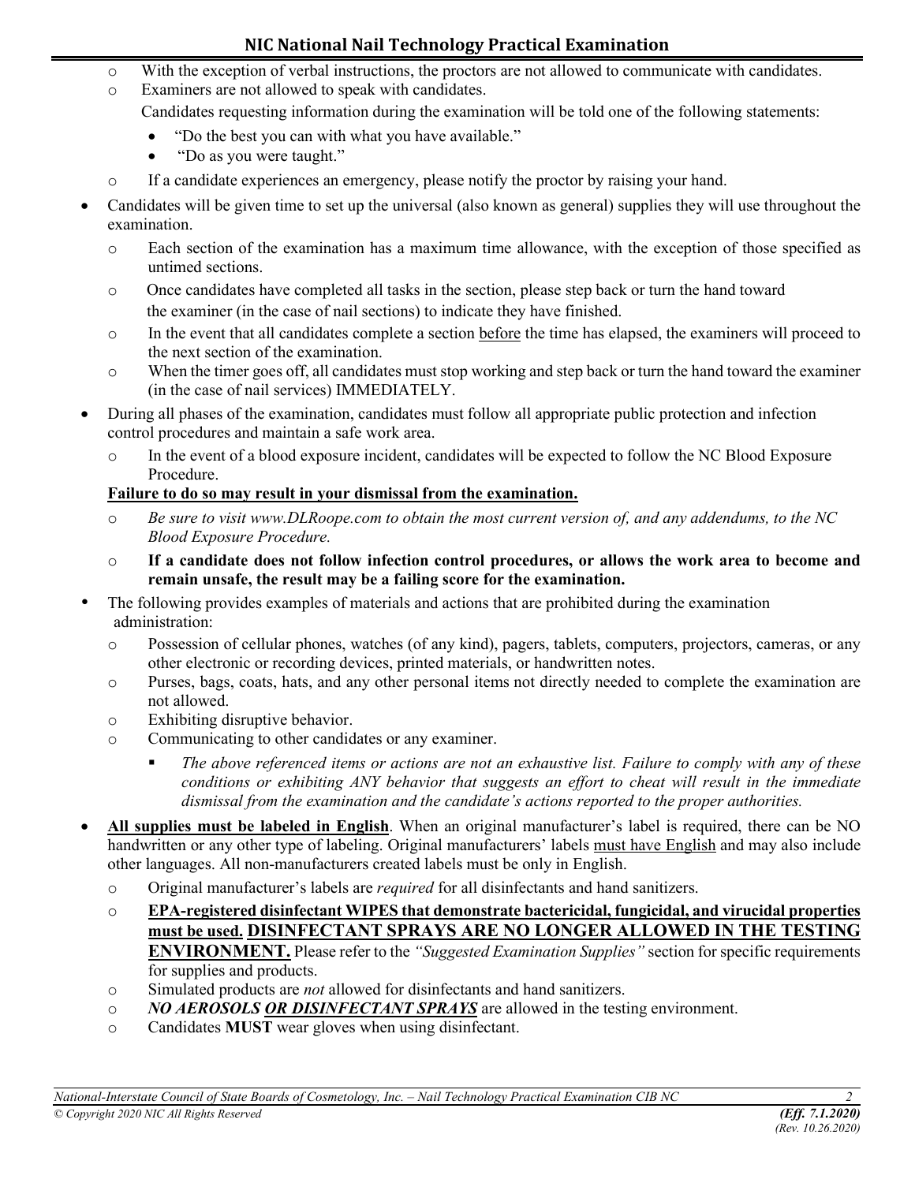- With the exception of verbal instructions, the proctors are not allowed to communicate with candidates.
- Examiners are not allowed to speak with candidates.

  Candidates requesting information during the examination will be told one of the following statements:

  - "Do the best you can with what you have available."
  - "Do as you were taught."

- If a candidate experiences an emergency, please notify the proctor by raising your hand.

- Candidates will be given time to set up the universal (also known as general) supplies they will use throughout the examination.
  - Each section of the examination has a maximum time allowance, with the exception of those specified as untimed sections.
  - Once candidates have completed all tasks in the section, please step back or turn the hand toward the examiner (in the case of nail sections) to indicate they have finished.
  - In the event that all candidates complete a section <u>before</u> the time has elapsed, the examiners will proceed to the next section of the examination.
  - When the timer goes off, all candidates must stop working and step back or turn the hand toward the examiner (in the case of nail services) IMMEDIATELY.
- During all phases of the examination, candidates must follow all appropriate public protection and infection control procedures and maintain a safe work area.
  - In the event of a blood exposure incident, candidates will be expected to follow the NC Blood Exposure Procedure.

  **<u>Failure to do so may result in your dismissal from the examination.</u>**

  - *Be sure to visit www.DLRoope.com to obtain the most current version of, and any addendums, to the NC Blood Exposure Procedure.*
  - **If a candidate does not follow infection control procedures, or allows the work area to become and remain unsafe, the result may be a failing score for the examination.**
- The following provides examples of materials and actions that are prohibited during the examination administration:
  - Possession of cellular phones, watches (of any kind), pagers, tablets, computers, projectors, cameras, or any other electronic or recording devices, printed materials, or handwritten notes.
  - Purses, bags, coats, hats, and any other personal items not directly needed to complete the examination are not allowed.
  - Exhibiting disruptive behavior.
  - Communicating to other candidates or any examiner.
    - *The above referenced items or actions are not an exhaustive list. Failure to comply with any of these conditions or exhibiting ANY behavior that suggests an effort to cheat will result in the immediate dismissal from the examination and the candidate's actions reported to the proper authorities.*
- **<u>All supplies must be labeled in English</u>**. When an original manufacturer's label is required, there can be NO handwritten or any other type of labeling. Original manufacturers' labels <u>must have English</u> and may also include other languages. All non-manufacturers created labels must be only in English.
  - Original manufacturer's labels are *required* for all disinfectants and hand sanitizers.
  - **<u>EPA-registered disinfectant WIPES that demonstrate bactericidal, fungicidal, and virucidal properties must be used.</u> <u>DISINFECTANT SPRAYS ARE NO LONGER ALLOWED IN THE TESTING ENVIRONMENT.</u>** Please refer to the *"Suggested Examination Supplies"* section for specific requirements for supplies and products.
  - Simulated products are *not* allowed for disinfectants and hand sanitizers.
  - ***NO AEROSOLS <u>OR DISINFECTANT SPRAYS</u>*** are allowed in the testing environment.
  - Candidates **MUST** wear gloves when using disinfectant.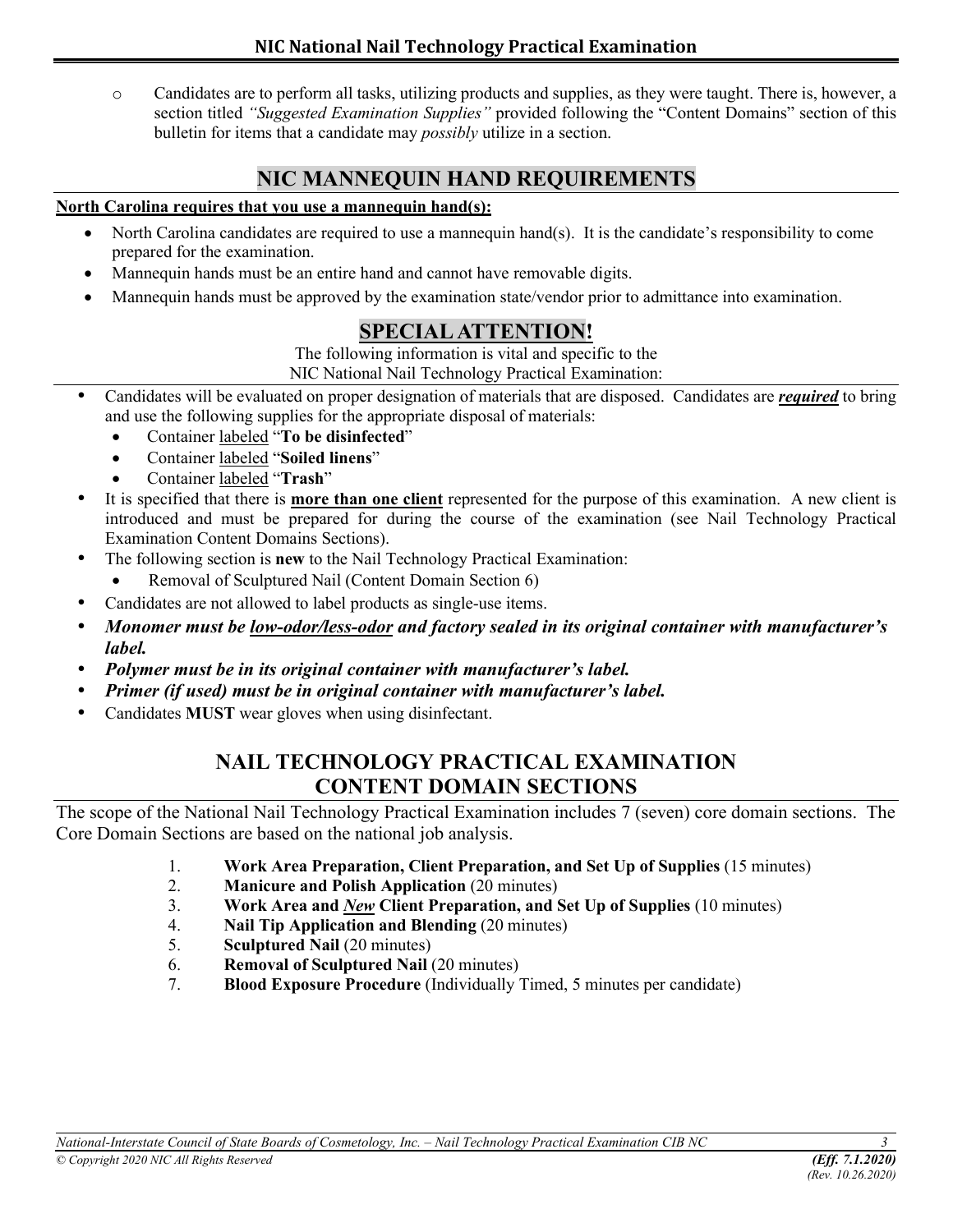- Candidates are to perform all tasks, utilizing products and supplies, as they were taught. There is, however, a section titled *"Suggested Examination Supplies"* provided following the "Content Domains" section of this bulletin for items that a candidate may *possibly* utilize in a section.

## NIC MANNEQUIN HAND REQUIREMENTS

**North Carolina requires that you use a mannequin hand(s):**

- North Carolina candidates are required to use a mannequin hand(s). It is the candidate's responsibility to come prepared for the examination.
- Mannequin hands must be an entire hand and cannot have removable digits.
- Mannequin hands must be approved by the examination state/vendor prior to admittance into examination.

## SPECIAL ATTENTION!

The following information is vital and specific to the NIC National Nail Technology Practical Examination:

- Candidates will be evaluated on proper designation of materials that are disposed. Candidates are ***required*** to bring and use the following supplies for the appropriate disposal of materials:
  - Container labeled "**To be disinfected**"
  - Container labeled "**Soiled linens**"
  - Container labeled "**Trash**"
- It is specified that there is **more than one client** represented for the purpose of this examination. A new client is introduced and must be prepared for during the course of the examination (see Nail Technology Practical Examination Content Domains Sections).
- The following section is **new** to the Nail Technology Practical Examination:
  - Removal of Sculptured Nail (Content Domain Section 6)
- Candidates are not allowed to label products as single-use items.
- ***Monomer must be low-odor/less-odor and factory sealed in its original container with manufacturer's label.***
- ***Polymer must be in its original container with manufacturer's label.***
- ***Primer (if used) must be in original container with manufacturer's label.***
- Candidates **MUST** wear gloves when using disinfectant.

## NAIL TECHNOLOGY PRACTICAL EXAMINATION CONTENT DOMAIN SECTIONS

The scope of the National Nail Technology Practical Examination includes 7 (seven) core domain sections. The Core Domain Sections are based on the national job analysis.

1. **Work Area Preparation, Client Preparation, and Set Up of Supplies** (15 minutes)
2. **Manicure and Polish Application** (20 minutes)
3. **Work Area and *New* Client Preparation, and Set Up of Supplies** (10 minutes)
4. **Nail Tip Application and Blending** (20 minutes)
5. **Sculptured Nail** (20 minutes)
6. **Removal of Sculptured Nail** (20 minutes)
7. **Blood Exposure Procedure** (Individually Timed, 5 minutes per candidate)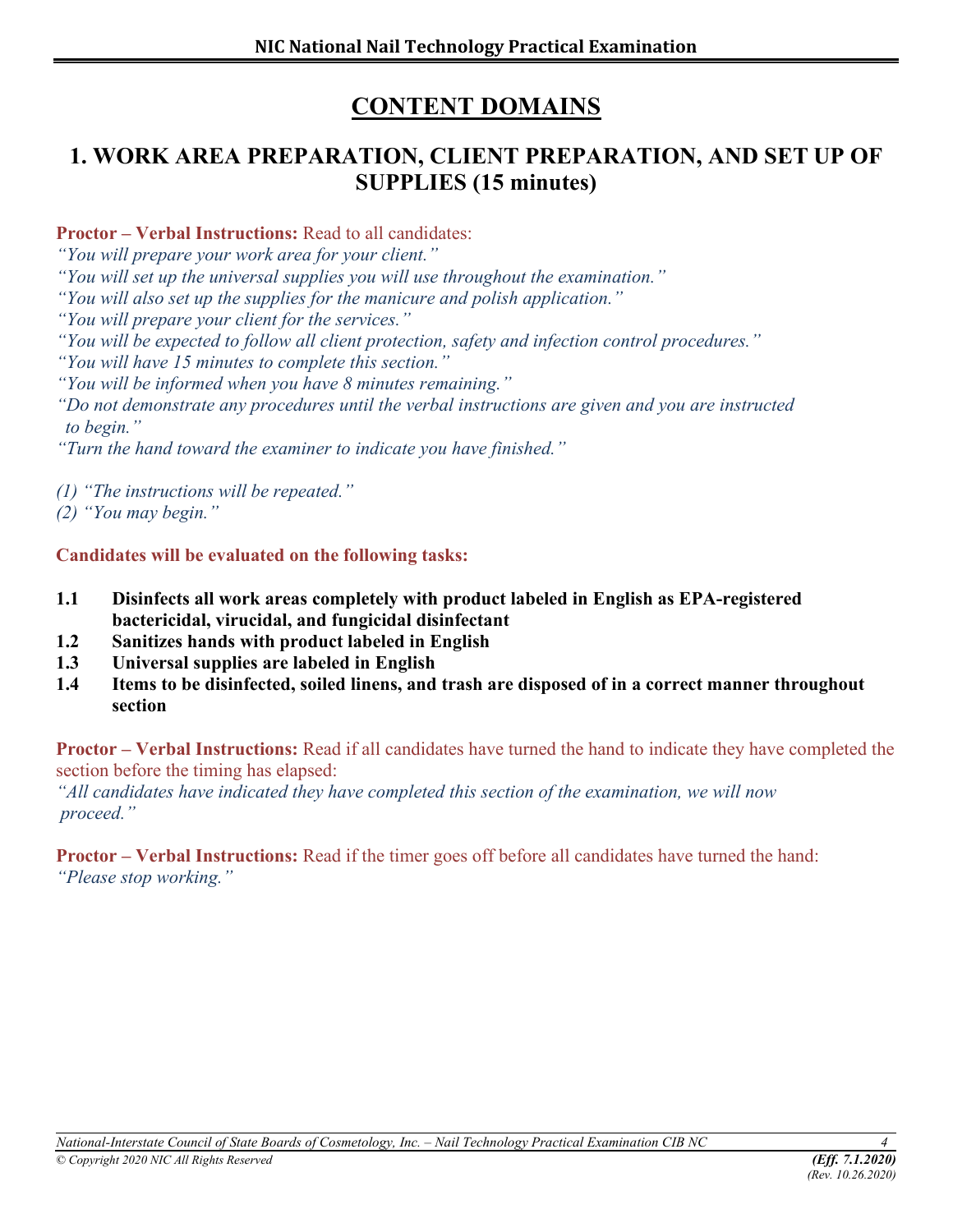# CONTENT DOMAINS

## 1. WORK AREA PREPARATION, CLIENT PREPARATION, AND SET UP OF SUPPLIES (15 minutes)

**Proctor – Verbal Instructions:** Read to all candidates:

*"You will prepare your work area for your client."*
*"You will set up the universal supplies you will use throughout the examination."*
*"You will also set up the supplies for the manicure and polish application."*
*"You will prepare your client for the services."*
*"You will be expected to follow all client protection, safety and infection control procedures."*
*"You will have 15 minutes to complete this section."*
*"You will be informed when you have 8 minutes remaining."*
*"Do not demonstrate any procedures until the verbal instructions are given and you are instructed to begin."*
*"Turn the hand toward the examiner to indicate you have finished."*

*(1) "The instructions will be repeated."*
*(2) "You may begin."*

**Candidates will be evaluated on the following tasks:**

- **1.1 Disinfects all work areas completely with product labeled in English as EPA-registered bactericidal, virucidal, and fungicidal disinfectant**
- **1.2 Sanitizes hands with product labeled in English**
- **1.3 Universal supplies are labeled in English**
- **1.4 Items to be disinfected, soiled linens, and trash are disposed of in a correct manner throughout section**

**Proctor – Verbal Instructions:** Read if all candidates have turned the hand to indicate they have completed the section before the timing has elapsed:
*"All candidates have indicated they have completed this section of the examination, we will now proceed."*

**Proctor – Verbal Instructions:** Read if the timer goes off before all candidates have turned the hand:
*"Please stop working."*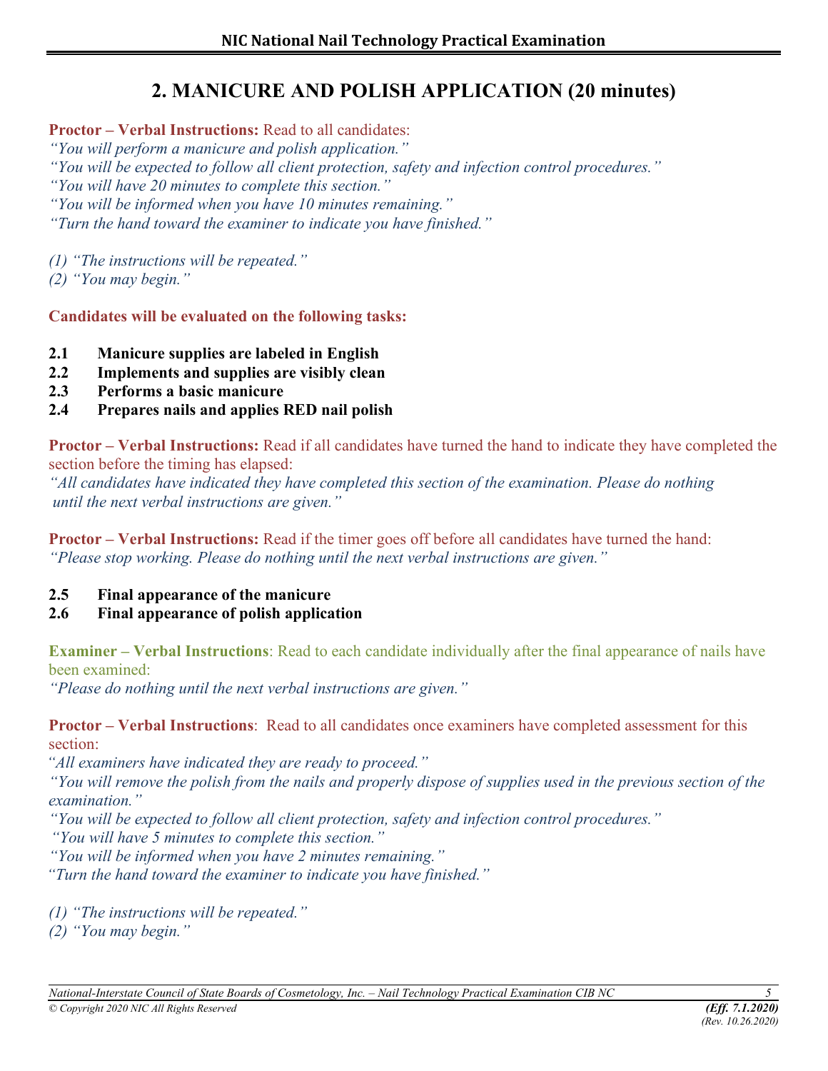## 2. MANICURE AND POLISH APPLICATION (20 minutes)

**Proctor – Verbal Instructions:** Read to all candidates:
*"You will perform a manicure and polish application."*
*"You will be expected to follow all client protection, safety and infection control procedures."*
*"You will have 20 minutes to complete this section."*
*"You will be informed when you have 10 minutes remaining."*
*"Turn the hand toward the examiner to indicate you have finished."*

*(1) "The instructions will be repeated."*
*(2) "You may begin."*

**Candidates will be evaluated on the following tasks:**

**2.1 Manicure supplies are labeled in English**
**2.2 Implements and supplies are visibly clean**
**2.3 Performs a basic manicure**
**2.4 Prepares nails and applies RED nail polish**

**Proctor – Verbal Instructions:** Read if all candidates have turned the hand to indicate they have completed the section before the timing has elapsed:
*"All candidates have indicated they have completed this section of the examination. Please do nothing until the next verbal instructions are given."*

**Proctor – Verbal Instructions:** Read if the timer goes off before all candidates have turned the hand:
*"Please stop working. Please do nothing until the next verbal instructions are given."*

**2.5 Final appearance of the manicure**
**2.6 Final appearance of polish application**

**Examiner – Verbal Instructions**: Read to each candidate individually after the final appearance of nails have been examined:
*"Please do nothing until the next verbal instructions are given."*

**Proctor – Verbal Instructions**: Read to all candidates once examiners have completed assessment for this section:
*"All examiners have indicated they are ready to proceed."*
*"You will remove the polish from the nails and properly dispose of supplies used in the previous section of the examination."*
*"You will be expected to follow all client protection, safety and infection control procedures."*
*"You will have 5 minutes to complete this section."*
*"You will be informed when you have 2 minutes remaining."*
*"Turn the hand toward the examiner to indicate you have finished."*

*(1) "The instructions will be repeated."*
*(2) "You may begin."*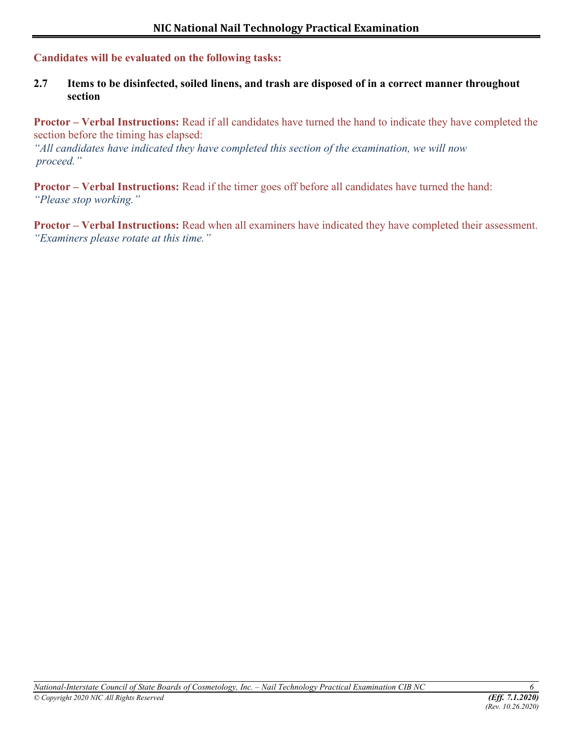**Candidates will be evaluated on the following tasks:**

**2.7 Items to be disinfected, soiled linens, and trash are disposed of in a correct manner throughout section**

**Proctor – Verbal Instructions:** Read if all candidates have turned the hand to indicate they have completed the section before the timing has elapsed:
*"All candidates have indicated they have completed this section of the examination, we will now proceed."*

**Proctor – Verbal Instructions:** Read if the timer goes off before all candidates have turned the hand:
*"Please stop working."*

**Proctor – Verbal Instructions:** Read when all examiners have indicated they have completed their assessment.
*"Examiners please rotate at this time."*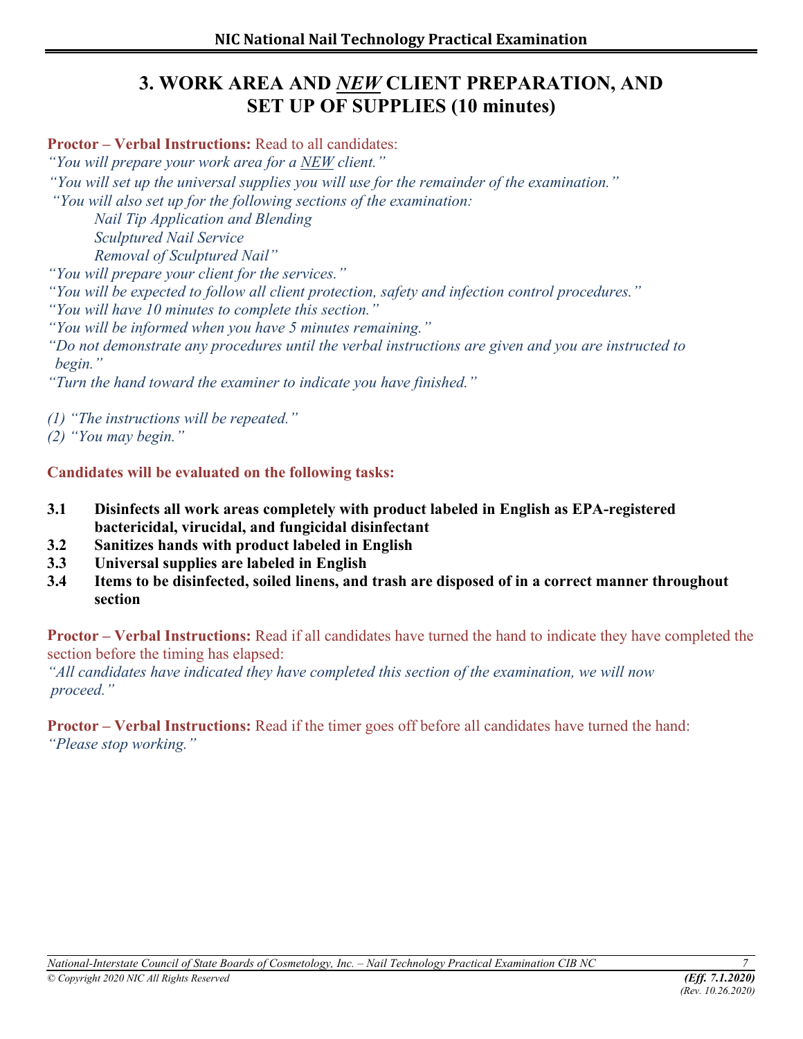# 3. WORK AREA AND ***NEW*** CLIENT PREPARATION, AND SET UP OF SUPPLIES (10 minutes)

**Proctor – Verbal Instructions:** Read to all candidates:

*"You will prepare your work area for a NEW client."*

*"You will set up the universal supplies you will use for the remainder of the examination."*

*"You will also set up for the following sections of the examination:*

> *Nail Tip Application and Blending*
> *Sculptured Nail Service*
> *Removal of Sculptured Nail"*

*"You will prepare your client for the services."*

*"You will be expected to follow all client protection, safety and infection control procedures."*

*"You will have 10 minutes to complete this section."*

*"You will be informed when you have 5 minutes remaining."*

*"Do not demonstrate any procedures until the verbal instructions are given and you are instructed to begin."*

*"Turn the hand toward the examiner to indicate you have finished."*

*(1) "The instructions will be repeated."*

*(2) "You may begin."*

**Candidates will be evaluated on the following tasks:**

- **3.1** **Disinfects all work areas completely with product labeled in English as EPA-registered bactericidal, virucidal, and fungicidal disinfectant**
- **3.2** **Sanitizes hands with product labeled in English**
- **3.3** **Universal supplies are labeled in English**
- **3.4** **Items to be disinfected, soiled linens, and trash are disposed of in a correct manner throughout section**

**Proctor – Verbal Instructions:** Read if all candidates have turned the hand to indicate they have completed the section before the timing has elapsed:

*"All candidates have indicated they have completed this section of the examination, we will now proceed."*

**Proctor – Verbal Instructions:** Read if the timer goes off before all candidates have turned the hand:

*"Please stop working."*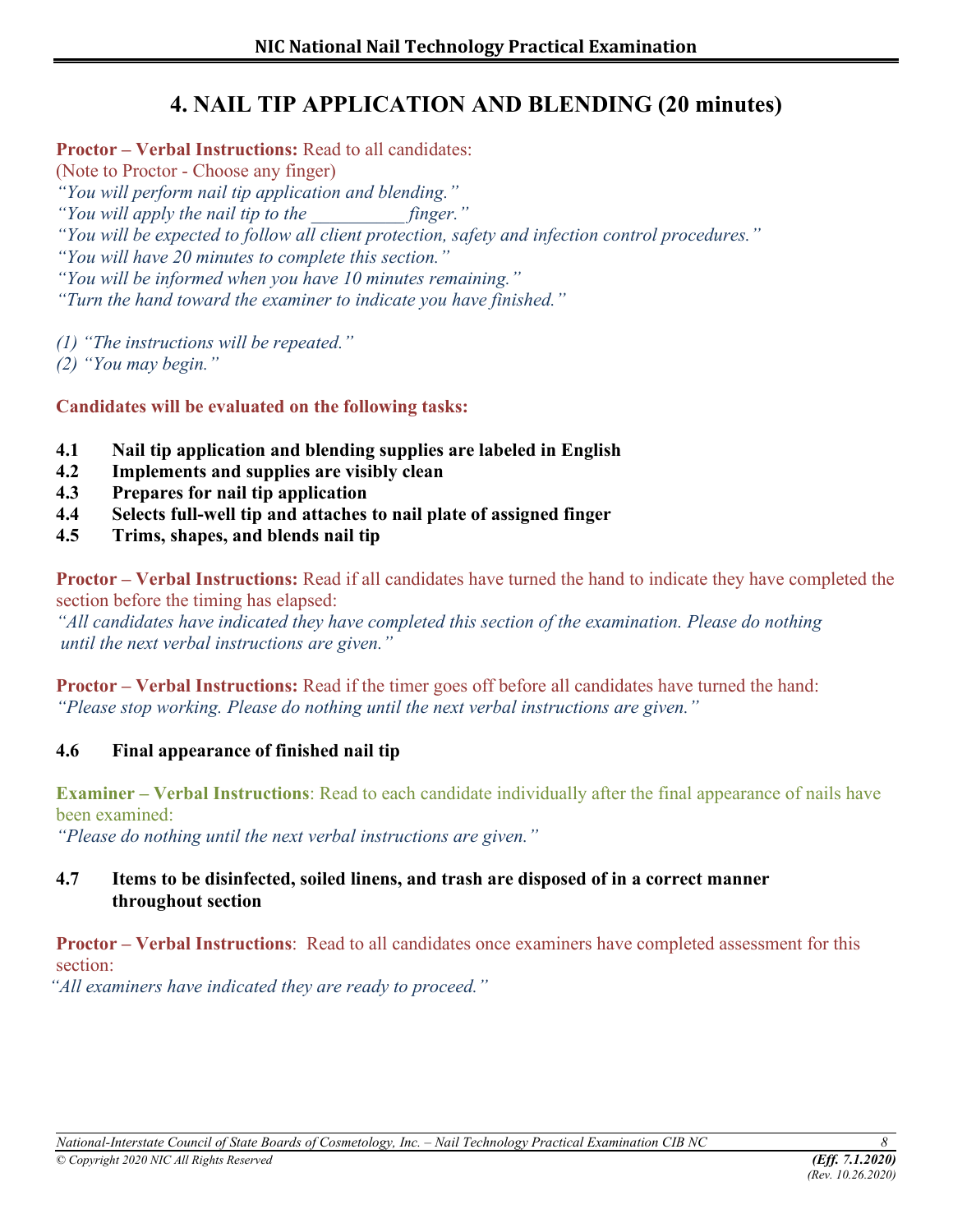# 4. NAIL TIP APPLICATION AND BLENDING (20 minutes)

**Proctor – Verbal Instructions:** Read to all candidates:
(Note to Proctor - Choose any finger)
*"You will perform nail tip application and blending."*
*"You will apply the nail tip to the __________ finger."*
*"You will be expected to follow all client protection, safety and infection control procedures."*
*"You will have 20 minutes to complete this section."*
*"You will be informed when you have 10 minutes remaining."*
*"Turn the hand toward the examiner to indicate you have finished."*

*(1) "The instructions will be repeated."*
*(2) "You may begin."*

**Candidates will be evaluated on the following tasks:**

**4.1 Nail tip application and blending supplies are labeled in English**
**4.2 Implements and supplies are visibly clean**
**4.3 Prepares for nail tip application**
**4.4 Selects full-well tip and attaches to nail plate of assigned finger**
**4.5 Trims, shapes, and blends nail tip**

**Proctor – Verbal Instructions:** Read if all candidates have turned the hand to indicate they have completed the section before the timing has elapsed:
*"All candidates have indicated they have completed this section of the examination. Please do nothing until the next verbal instructions are given."*

**Proctor – Verbal Instructions:** Read if the timer goes off before all candidates have turned the hand:
*"Please stop working. Please do nothing until the next verbal instructions are given."*

**4.6 Final appearance of finished nail tip**

**Examiner – Verbal Instructions**: Read to each candidate individually after the final appearance of nails have been examined:
*"Please do nothing until the next verbal instructions are given."*

**4.7 Items to be disinfected, soiled linens, and trash are disposed of in a correct manner throughout section**

**Proctor – Verbal Instructions**: Read to all candidates once examiners have completed assessment for this section:
*"All examiners have indicated they are ready to proceed."*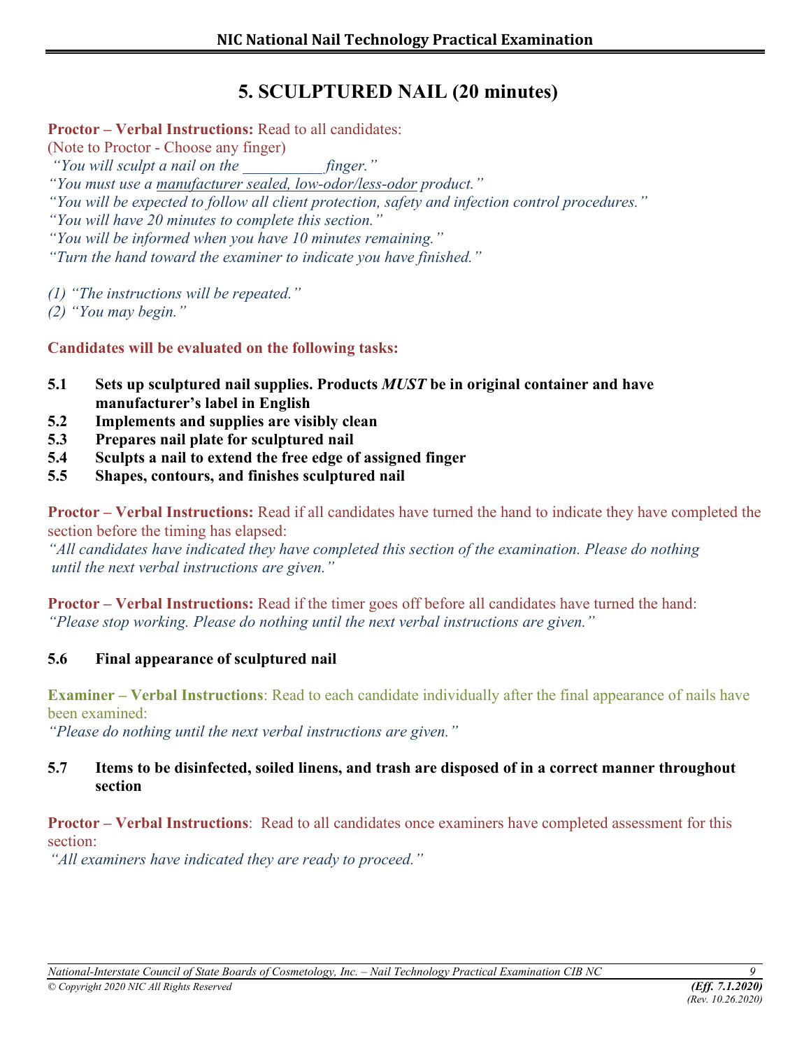# 5. SCULPTURED NAIL (20 minutes)

**Proctor – Verbal Instructions:** Read to all candidates:
(Note to Proctor - Choose any finger)

*"You will sculpt a nail on the __________ finger."*
*"You must use a manufacturer sealed, low-odor/less-odor product."*
*"You will be expected to follow all client protection, safety and infection control procedures."*
*"You will have 20 minutes to complete this section."*
*"You will be informed when you have 10 minutes remaining."*
*"Turn the hand toward the examiner to indicate you have finished."*

*(1) "The instructions will be repeated."*
*(2) "You may begin."*

**Candidates will be evaluated on the following tasks:**

**5.1 Sets up sculptured nail supplies. Products *MUST* be in original container and have manufacturer's label in English**
**5.2 Implements and supplies are visibly clean**
**5.3 Prepares nail plate for sculptured nail**
**5.4 Sculpts a nail to extend the free edge of assigned finger**
**5.5 Shapes, contours, and finishes sculptured nail**

**Proctor – Verbal Instructions:** Read if all candidates have turned the hand to indicate they have completed the section before the timing has elapsed:
*"All candidates have indicated they have completed this section of the examination. Please do nothing until the next verbal instructions are given."*

**Proctor – Verbal Instructions:** Read if the timer goes off before all candidates have turned the hand:
*"Please stop working. Please do nothing until the next verbal instructions are given."*

**5.6 Final appearance of sculptured nail**

**Examiner – Verbal Instructions**: Read to each candidate individually after the final appearance of nails have been examined:
*"Please do nothing until the next verbal instructions are given."*

**5.7 Items to be disinfected, soiled linens, and trash are disposed of in a correct manner throughout section**

**Proctor – Verbal Instructions**: Read to all candidates once examiners have completed assessment for this section:
*"All examiners have indicated they are ready to proceed."*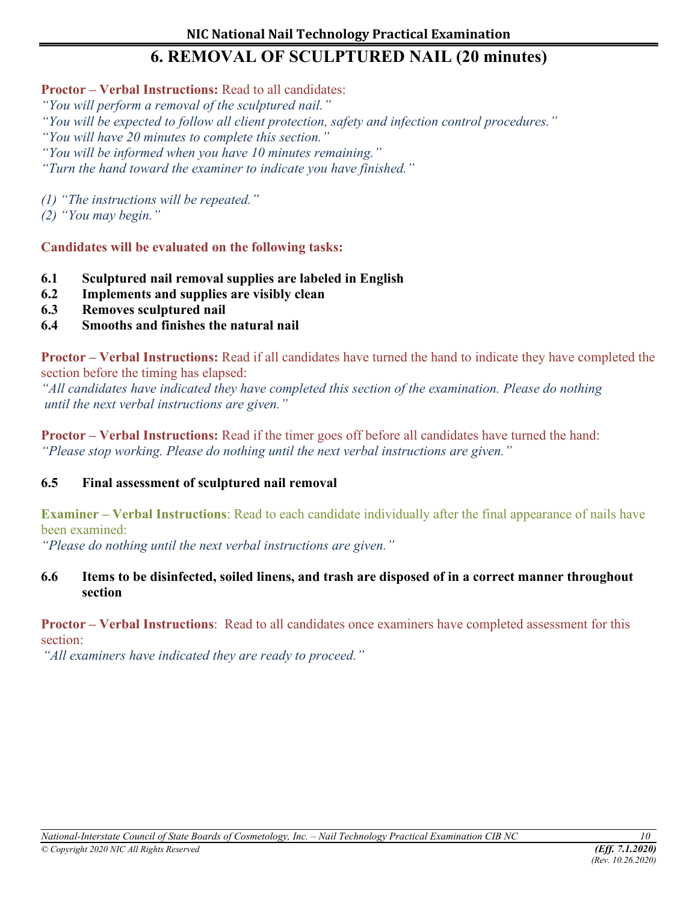# 6. REMOVAL OF SCULPTURED NAIL (20 minutes)

**Proctor – Verbal Instructions:** Read to all candidates:

*"You will perform a removal of the sculptured nail."*
*"You will be expected to follow all client protection, safety and infection control procedures."*
*"You will have 20 minutes to complete this section."*
*"You will be informed when you have 10 minutes remaining."*
*"Turn the hand toward the examiner to indicate you have finished."*

*(1) "The instructions will be repeated."*
*(2) "You may begin."*

**Candidates will be evaluated on the following tasks:**

**6.1 Sculptured nail removal supplies are labeled in English**
**6.2 Implements and supplies are visibly clean**
**6.3 Removes sculptured nail**
**6.4 Smooths and finishes the natural nail**

**Proctor – Verbal Instructions:** Read if all candidates have turned the hand to indicate they have completed the section before the timing has elapsed:
*"All candidates have indicated they have completed this section of the examination. Please do nothing until the next verbal instructions are given."*

**Proctor – Verbal Instructions:** Read if the timer goes off before all candidates have turned the hand:
*"Please stop working. Please do nothing until the next verbal instructions are given."*

**6.5 Final assessment of sculptured nail removal**

**Examiner – Verbal Instructions**: Read to each candidate individually after the final appearance of nails have been examined:
*"Please do nothing until the next verbal instructions are given."*

**6.6 Items to be disinfected, soiled linens, and trash are disposed of in a correct manner throughout section**

**Proctor – Verbal Instructions**: Read to all candidates once examiners have completed assessment for this section:
*"All examiners have indicated they are ready to proceed."*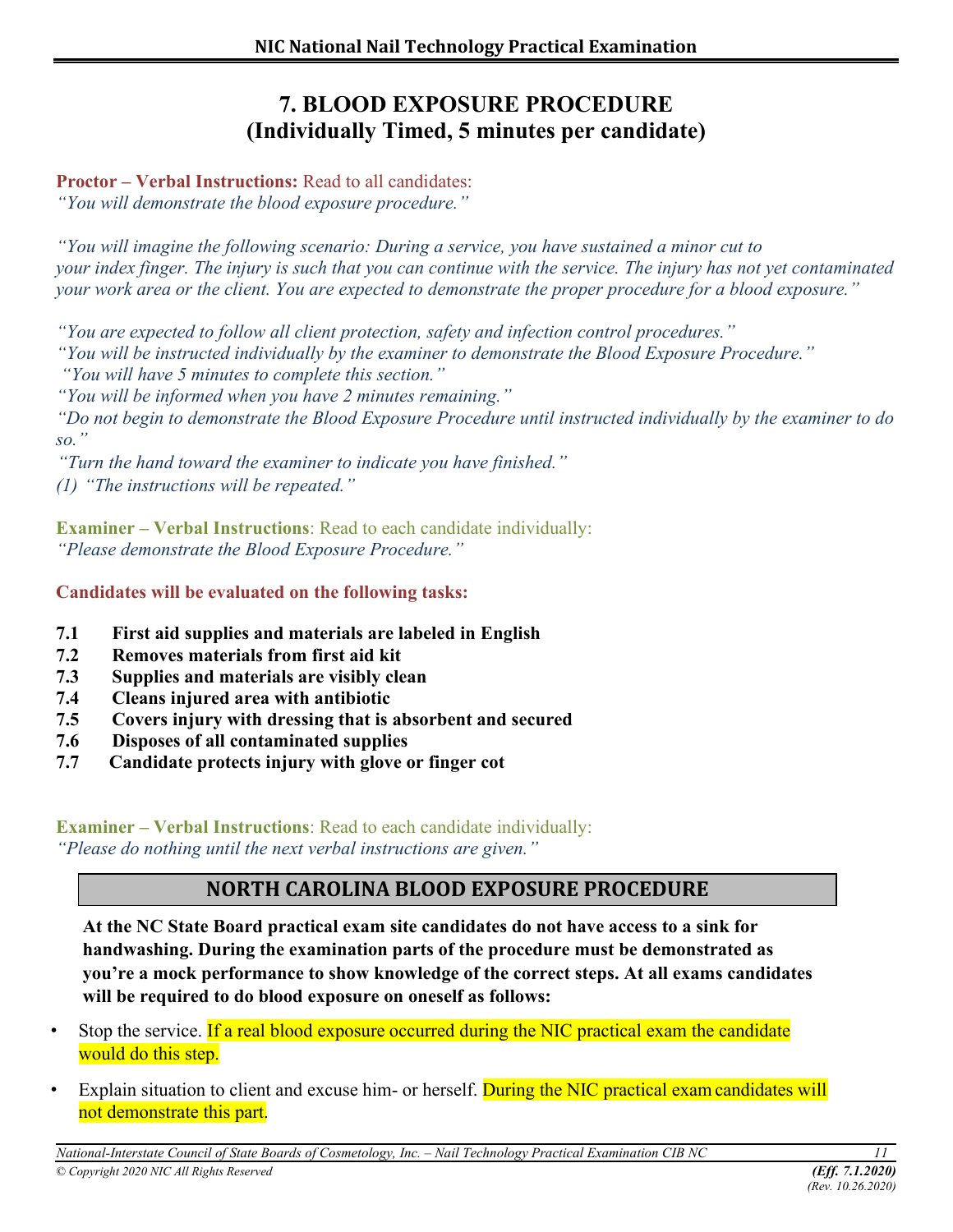# 7. BLOOD EXPOSURE PROCEDURE
## (Individually Timed, 5 minutes per candidate)

**Proctor – Verbal Instructions:** Read to all candidates:
*"You will demonstrate the blood exposure procedure."*

*"You will imagine the following scenario: During a service, you have sustained a minor cut to your index finger. The injury is such that you can continue with the service. The injury has not yet contaminated your work area or the client. You are expected to demonstrate the proper procedure for a blood exposure."*

*"You are expected to follow all client protection, safety and infection control procedures."*
*"You will be instructed individually by the examiner to demonstrate the Blood Exposure Procedure."*
*"You will have 5 minutes to complete this section."*
*"You will be informed when you have 2 minutes remaining."*
*"Do not begin to demonstrate the Blood Exposure Procedure until instructed individually by the examiner to do so."*
*"Turn the hand toward the examiner to indicate you have finished."*
*(1) "The instructions will be repeated."*

**Examiner – Verbal Instructions**: Read to each candidate individually:
*"Please demonstrate the Blood Exposure Procedure."*

**Candidates will be evaluated on the following tasks:**

- **7.1 First aid supplies and materials are labeled in English**
- **7.2 Removes materials from first aid kit**
- **7.3 Supplies and materials are visibly clean**
- **7.4 Cleans injured area with antibiotic**
- **7.5 Covers injury with dressing that is absorbent and secured**
- **7.6 Disposes of all contaminated supplies**
- **7.7 Candidate protects injury with glove or finger cot**

**Examiner – Verbal Instructions**: Read to each candidate individually:
*"Please do nothing until the next verbal instructions are given."*

## NORTH CAROLINA BLOOD EXPOSURE PROCEDURE

**At the NC State Board practical exam site candidates do not have access to a sink for handwashing. During the examination parts of the procedure must be demonstrated as you're a mock performance to show knowledge of the correct steps. At all exams candidates will be required to do blood exposure on oneself as follows:**

- Stop the service. If a real blood exposure occurred during the NIC practical exam the candidate would do this step.
- Explain situation to client and excuse him- or herself. During the NIC practical exam candidates will not demonstrate this part.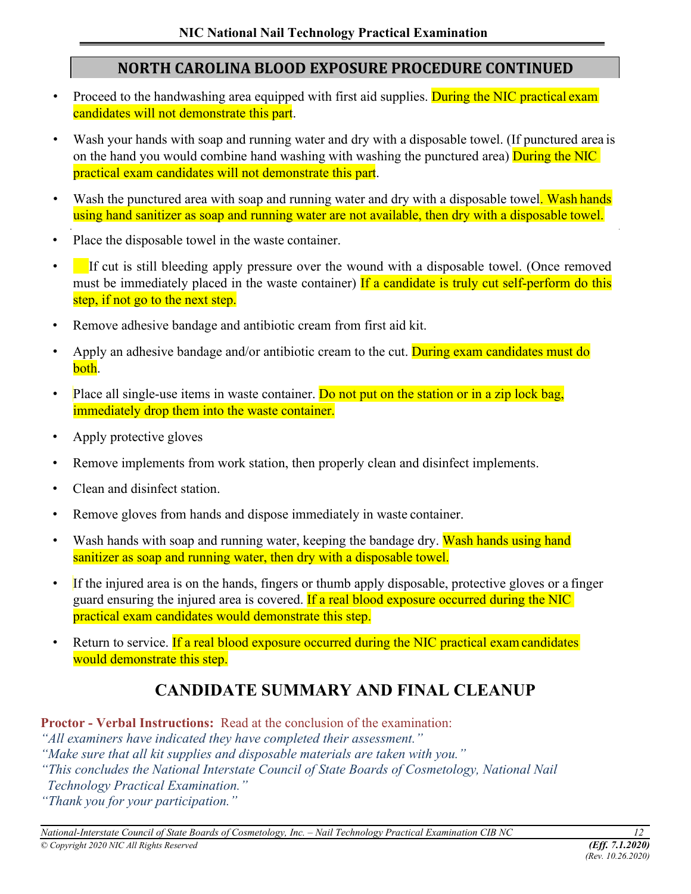## NORTH CAROLINA BLOOD EXPOSURE PROCEDURE CONTINUED

- Proceed to the handwashing area equipped with first aid supplies. During the NIC practical exam candidates will not demonstrate this part.
- Wash your hands with soap and running water and dry with a disposable towel. (If punctured area is on the hand you would combine hand washing with washing the punctured area) During the NIC practical exam candidates will not demonstrate this part.
- Wash the punctured area with soap and running water and dry with a disposable towel. Wash hands using hand sanitizer as soap and running water are not available, then dry with a disposable towel.
- Place the disposable towel in the waste container.
- If cut is still bleeding apply pressure over the wound with a disposable towel. (Once removed must be immediately placed in the waste container) If a candidate is truly cut self-perform do this step, if not go to the next step.
- Remove adhesive bandage and antibiotic cream from first aid kit.
- Apply an adhesive bandage and/or antibiotic cream to the cut. During exam candidates must do both.
- Place all single-use items in waste container. Do not put on the station or in a zip lock bag, immediately drop them into the waste container.
- Apply protective gloves
- Remove implements from work station, then properly clean and disinfect implements.
- Clean and disinfect station.
- Remove gloves from hands and dispose immediately in waste container.
- Wash hands with soap and running water, keeping the bandage dry. Wash hands using hand sanitizer as soap and running water, then dry with a disposable towel.
- If the injured area is on the hands, fingers or thumb apply disposable, protective gloves or a finger guard ensuring the injured area is covered. If a real blood exposure occurred during the NIC practical exam candidates would demonstrate this step.
- Return to service. If a real blood exposure occurred during the NIC practical exam candidates would demonstrate this step.

## CANDIDATE SUMMARY AND FINAL CLEANUP

**Proctor - Verbal Instructions:** Read at the conclusion of the examination:

*"All examiners have indicated they have completed their assessment."*
*"Make sure that all kit supplies and disposable materials are taken with you."*
*"This concludes the National Interstate Council of State Boards of Cosmetology, National Nail Technology Practical Examination."*
*"Thank you for your participation."*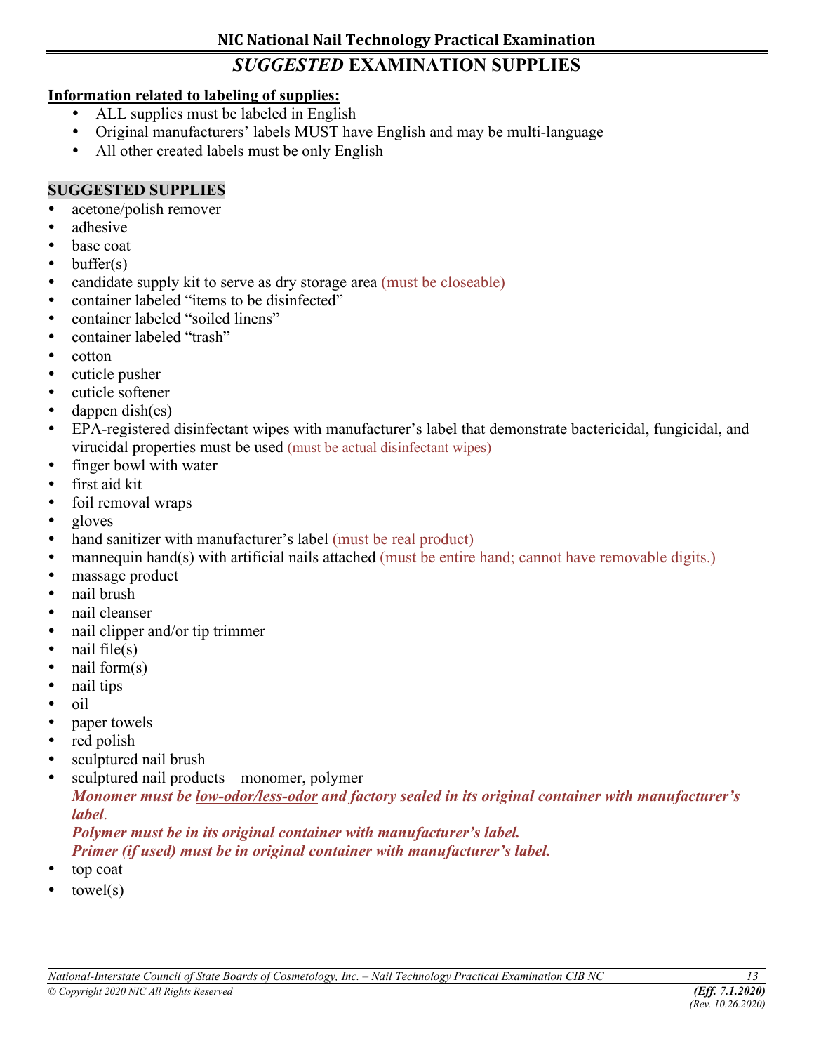## *SUGGESTED* EXAMINATION SUPPLIES

**Information related to labeling of supplies:**

- ALL supplies must be labeled in English
- Original manufacturers' labels MUST have English and may be multi-language
- All other created labels must be only English

**SUGGESTED SUPPLIES**

- acetone/polish remover
- adhesive
- base coat
- buffer(s)
- candidate supply kit to serve as dry storage area (must be closeable)
- container labeled "items to be disinfected"
- container labeled "soiled linens"
- container labeled "trash"
- cotton
- cuticle pusher
- cuticle softener
- dappen dish(es)
- EPA-registered disinfectant wipes with manufacturer's label that demonstrate bactericidal, fungicidal, and virucidal properties must be used (must be actual disinfectant wipes)
- finger bowl with water
- first aid kit
- foil removal wraps
- gloves
- hand sanitizer with manufacturer's label (must be real product)
- mannequin hand(s) with artificial nails attached (must be entire hand; cannot have removable digits.)
- massage product
- nail brush
- nail cleanser
- nail clipper and/or tip trimmer
- nail file(s)
- nail form(s)
- nail tips
- oil
- paper towels
- red polish
- sculptured nail brush
- sculptured nail products – monomer, polymer
  ***Monomer must be <u>low-odor/less-odor</u> and factory sealed in its original container with manufacturer's label*.**
  ***Polymer must be in its original container with manufacturer's label.***
  ***Primer (if used) must be in original container with manufacturer's label.***
- top coat
- towel(s)